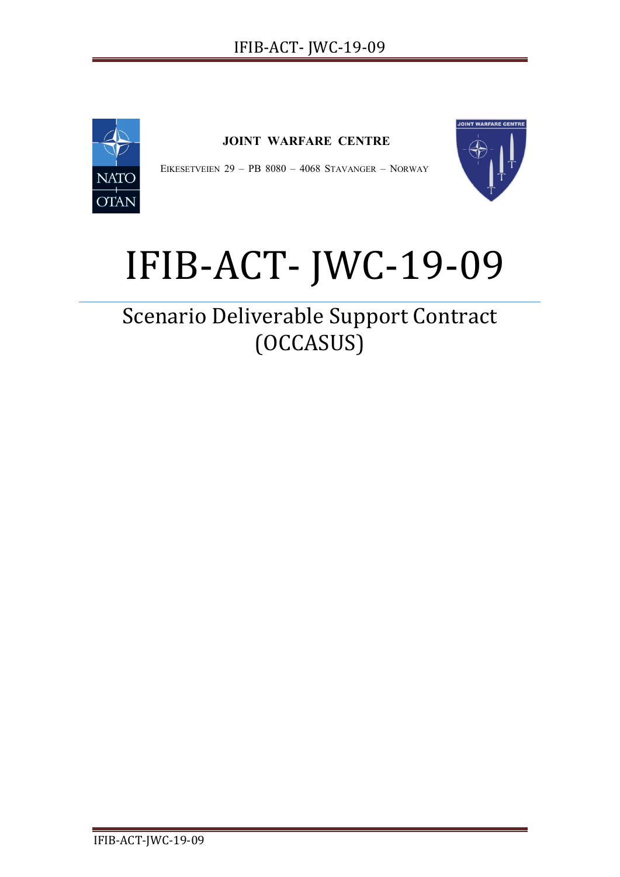**JOINT WARFARE CENTRE**

EIKESETVEIEN 29 – PB 8080 – 4068 STAVANGER – NORWAY

# IFIB-ACT- JWC-19-09

## Scenario Deliverable Support Contract (OCCASUS)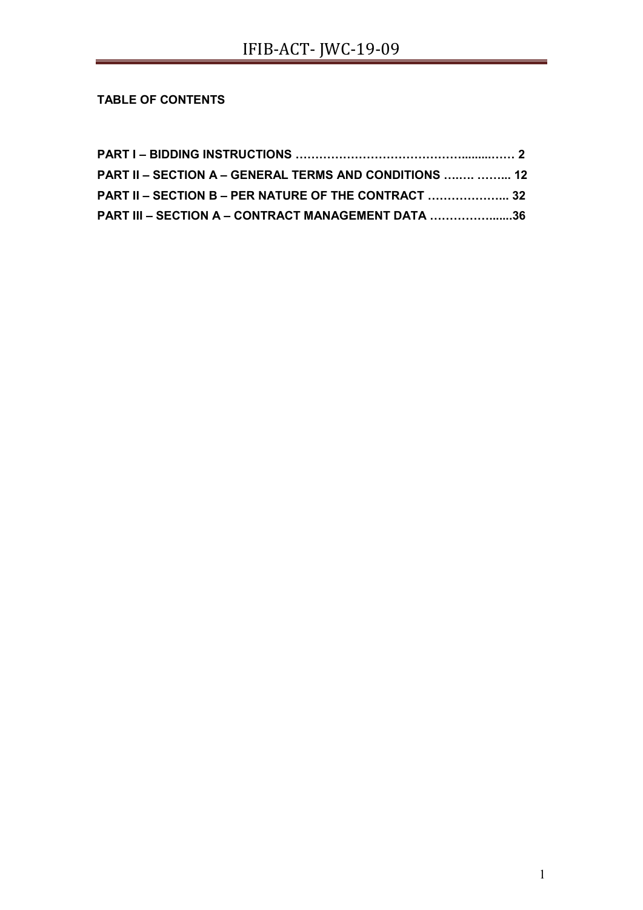**TABLE OF CONTENTS**

**PART I – BIDDING INSTRUCTIONS ………………………………………..........…… 2**

**PART II – SECTION A – GENERAL TERMS AND CONDITIONS ….…. ……... 12**

**PART II – SECTION B – PER NATURE OF THE CONTRACT ………………... 32**

**PART III – SECTION A – CONTRACT MANAGEMENT DATA ……………......36**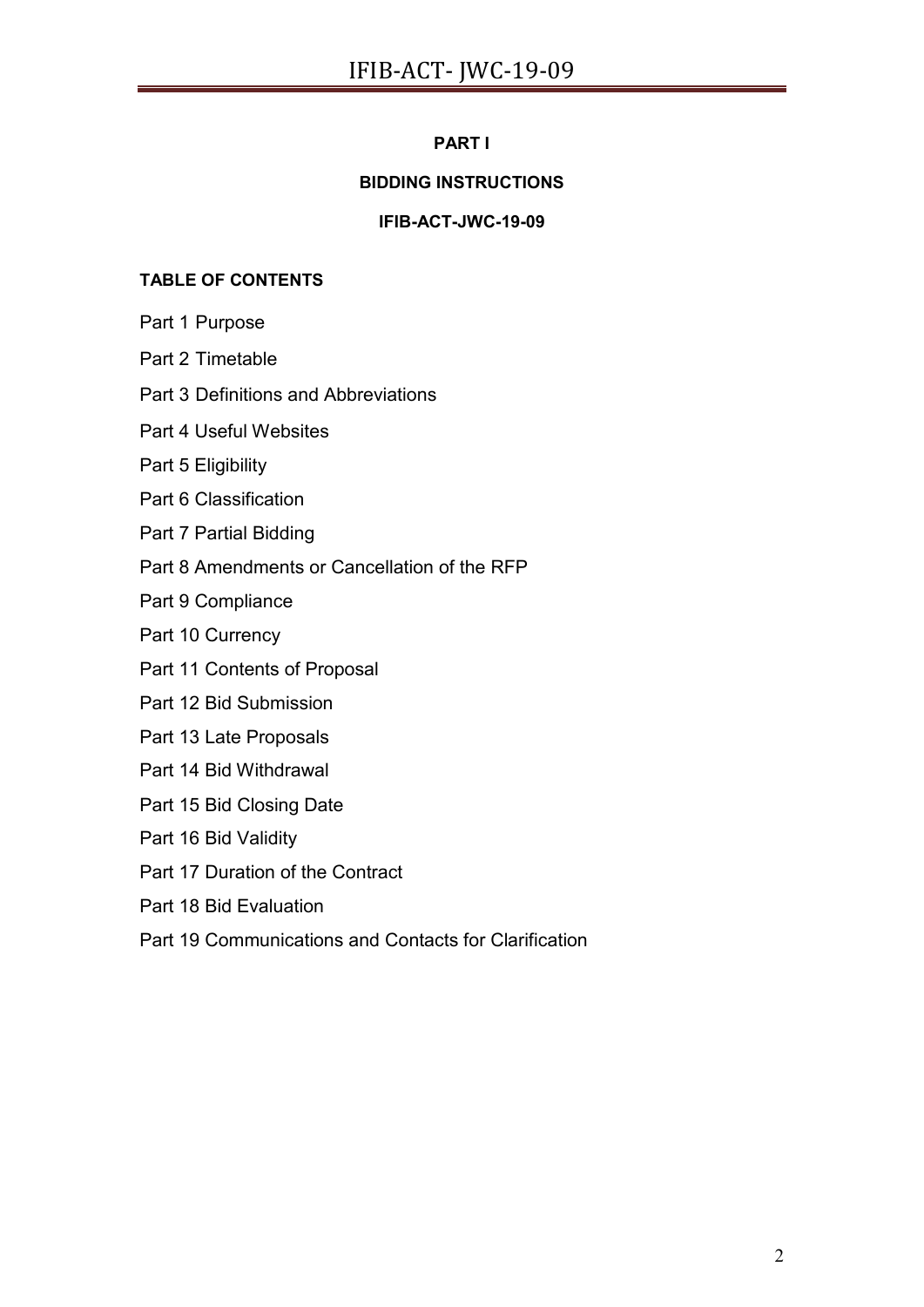**PART I**

**BIDDING INSTRUCTIONS**

**IFIB-ACT-JWC-19-09**

**TABLE OF CONTENTS**

Part 1 Purpose

Part 2 Timetable

Part 3 Definitions and Abbreviations

Part 4 Useful Websites

Part 5 Eligibility

Part 6 Classification

Part 7 Partial Bidding

Part 8 Amendments or Cancellation of the RFP

Part 9 Compliance

Part 10 Currency

Part 11 Contents of Proposal

Part 12 Bid Submission

Part 13 Late Proposals

Part 14 Bid Withdrawal

Part 15 Bid Closing Date

Part 16 Bid Validity

Part 17 Duration of the Contract

Part 18 Bid Evaluation

Part 19 Communications and Contacts for Clarification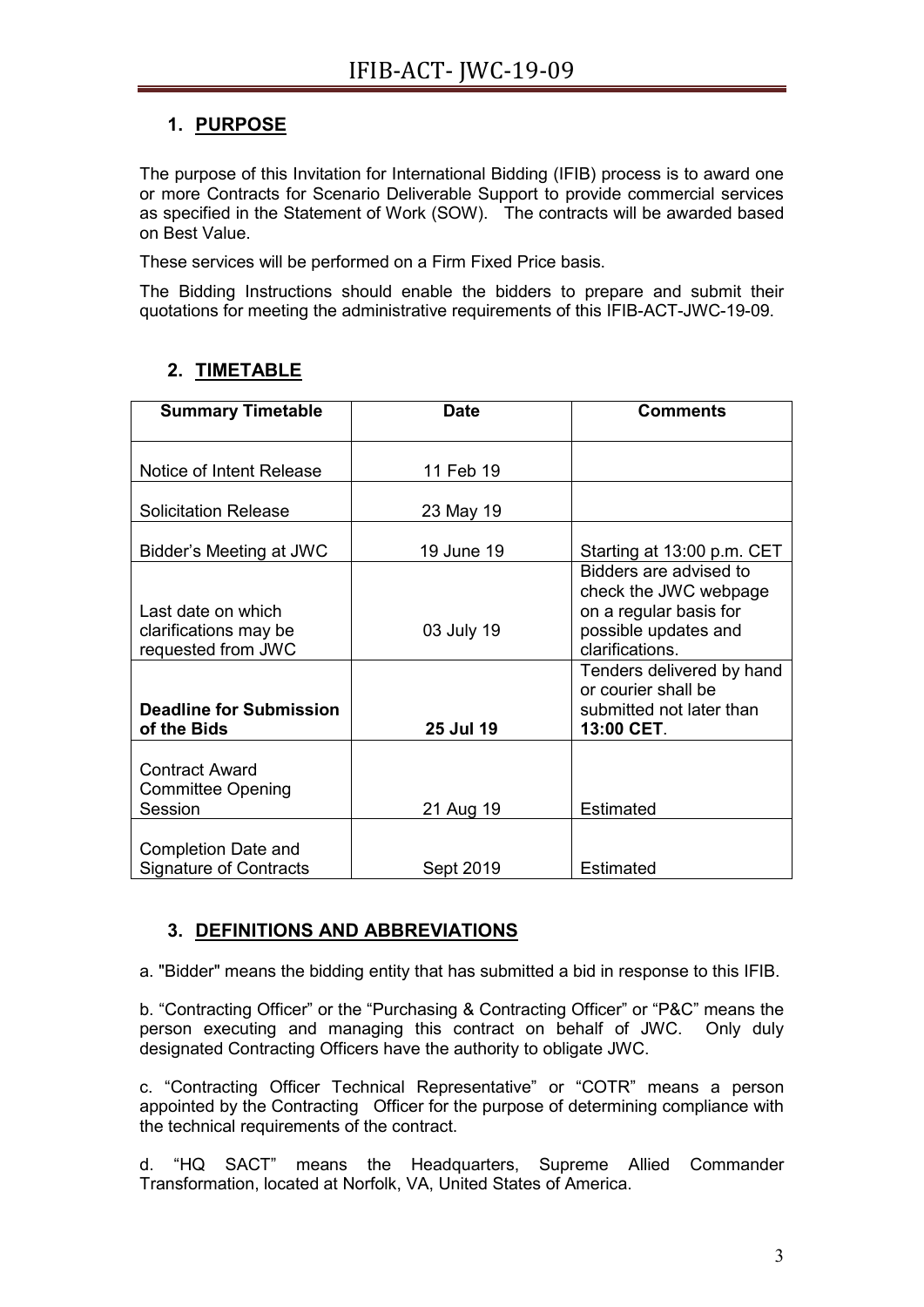## 1. PURPOSE

The purpose of this Invitation for International Bidding (IFIB) process is to award one or more Contracts for Scenario Deliverable Support to provide commercial services as specified in the Statement of Work (SOW). The contracts will be awarded based on Best Value.

These services will be performed on a Firm Fixed Price basis.

The Bidding Instructions should enable the bidders to prepare and submit their quotations for meeting the administrative requirements of this IFIB-ACT-JWC-19-09.

## 2. TIMETABLE

| Summary Timetable | Date | Comments |
|---|---|---|
| Notice of Intent Release | 11 Feb 19 | |
| Solicitation Release | 23 May 19 | |
| Bidder's Meeting at JWC | 19 June 19 | Starting at 13:00 p.m. CET |
| Last date on which clarifications may be requested from JWC | 03 July 19 | Bidders are advised to check the JWC webpage on a regular basis for possible updates and clarifications. |
| **Deadline for Submission of the Bids** | **25 Jul 19** | Tenders delivered by hand or courier shall be submitted not later than **13:00 CET**. |
| Contract Award Committee Opening Session | 21 Aug 19 | Estimated |
| Completion Date and Signature of Contracts | Sept 2019 | Estimated |

## 3. DEFINITIONS AND ABBREVIATIONS

a. "Bidder" means the bidding entity that has submitted a bid in response to this IFIB.

b. "Contracting Officer" or the "Purchasing & Contracting Officer" or "P&C" means the person executing and managing this contract on behalf of JWC. Only duly designated Contracting Officers have the authority to obligate JWC.

c. "Contracting Officer Technical Representative" or "COTR" means a person appointed by the Contracting Officer for the purpose of determining compliance with the technical requirements of the contract.

d. "HQ SACT" means the Headquarters, Supreme Allied Commander Transformation, located at Norfolk, VA, United States of America.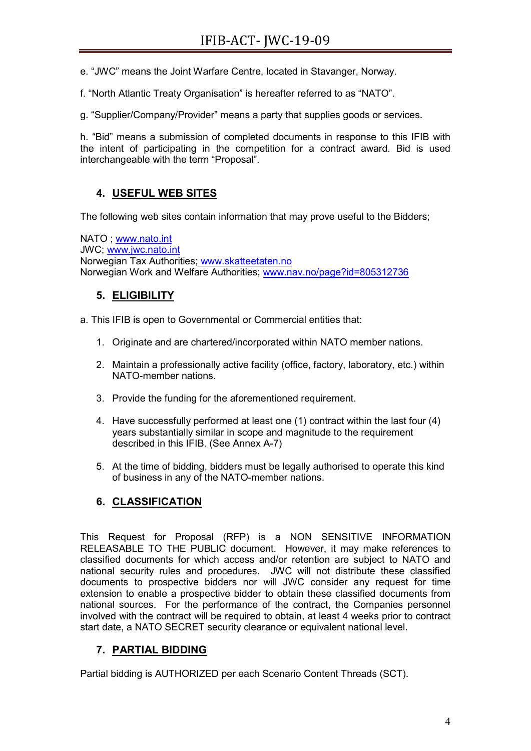e. “JWC” means the Joint Warfare Centre, located in Stavanger, Norway.

f. “North Atlantic Treaty Organisation” is hereafter referred to as “NATO”.

g. “Supplier/Company/Provider” means a party that supplies goods or services.

h. “Bid” means a submission of completed documents in response to this IFIB with the intent of participating in the competition for a contract award. Bid is used interchangeable with the term “Proposal”.

## 4. USEFUL WEB SITES

The following web sites contain information that may prove useful to the Bidders;

NATO ; www.nato.int
JWC; www.jwc.nato.int
Norwegian Tax Authorities; www.skatteetaten.no
Norwegian Work and Welfare Authorities; www.nav.no/page?id=805312736

## 5. ELIGIBILITY

a. This IFIB is open to Governmental or Commercial entities that:

1. Originate and are chartered/incorporated within NATO member nations.

2. Maintain a professionally active facility (office, factory, laboratory, etc.) within NATO-member nations.

3. Provide the funding for the aforementioned requirement.

4. Have successfully performed at least one (1) contract within the last four (4) years substantially similar in scope and magnitude to the requirement described in this IFIB. (See Annex A-7)

5. At the time of bidding, bidders must be legally authorised to operate this kind of business in any of the NATO-member nations.

## 6. CLASSIFICATION

This Request for Proposal (RFP) is a NON SENSITIVE INFORMATION RELEASABLE TO THE PUBLIC document. However, it may make references to classified documents for which access and/or retention are subject to NATO and national security rules and procedures. JWC will not distribute these classified documents to prospective bidders nor will JWC consider any request for time extension to enable a prospective bidder to obtain these classified documents from national sources. For the performance of the contract, the Companies personnel involved with the contract will be required to obtain, at least 4 weeks prior to contract start date, a NATO SECRET security clearance or equivalent national level.

## 7. PARTIAL BIDDING

Partial bidding is AUTHORIZED per each Scenario Content Threads (SCT).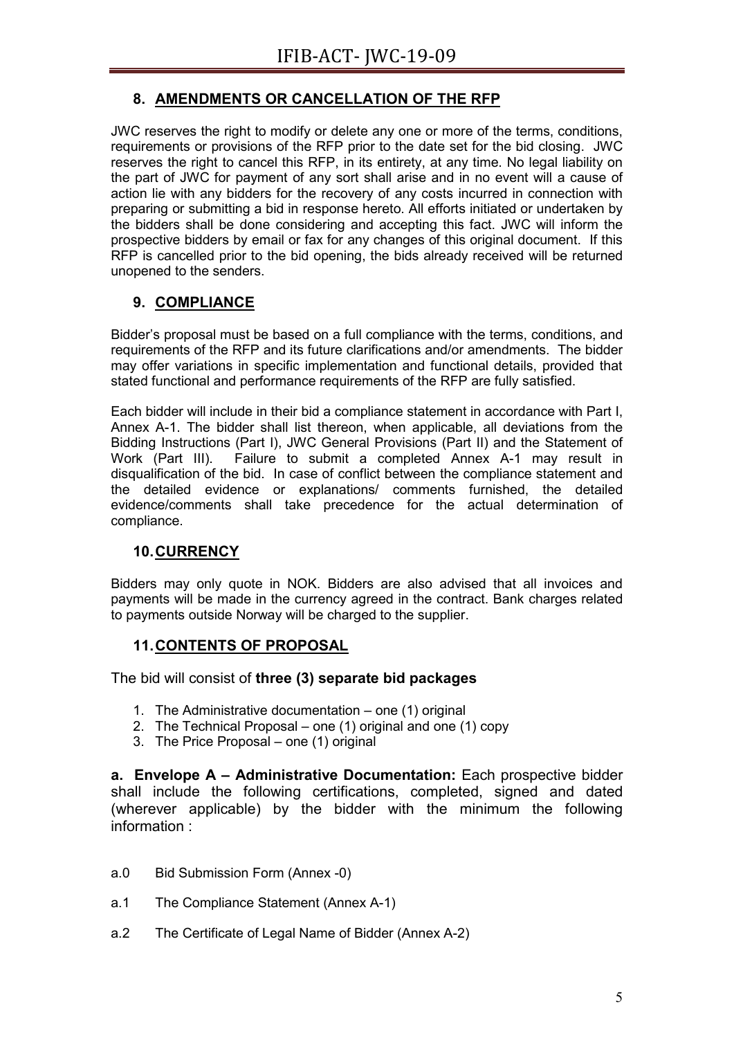## 8. AMENDMENTS OR CANCELLATION OF THE RFP

JWC reserves the right to modify or delete any one or more of the terms, conditions, requirements or provisions of the RFP prior to the date set for the bid closing. JWC reserves the right to cancel this RFP, in its entirety, at any time. No legal liability on the part of JWC for payment of any sort shall arise and in no event will a cause of action lie with any bidders for the recovery of any costs incurred in connection with preparing or submitting a bid in response hereto. All efforts initiated or undertaken by the bidders shall be done considering and accepting this fact. JWC will inform the prospective bidders by email or fax for any changes of this original document. If this RFP is cancelled prior to the bid opening, the bids already received will be returned unopened to the senders.

## 9. COMPLIANCE

Bidder's proposal must be based on a full compliance with the terms, conditions, and requirements of the RFP and its future clarifications and/or amendments. The bidder may offer variations in specific implementation and functional details, provided that stated functional and performance requirements of the RFP are fully satisfied.

Each bidder will include in their bid a compliance statement in accordance with Part I, Annex A-1. The bidder shall list thereon, when applicable, all deviations from the Bidding Instructions (Part I), JWC General Provisions (Part II) and the Statement of Work (Part III). Failure to submit a completed Annex A-1 may result in disqualification of the bid. In case of conflict between the compliance statement and the detailed evidence or explanations/ comments furnished, the detailed evidence/comments shall take precedence for the actual determination of compliance.

## 10. CURRENCY

Bidders may only quote in NOK. Bidders are also advised that all invoices and payments will be made in the currency agreed in the contract. Bank charges related to payments outside Norway will be charged to the supplier.

## 11. CONTENTS OF PROPOSAL

The bid will consist of **three (3) separate bid packages**

1. The Administrative documentation – one (1) original
2. The Technical Proposal – one (1) original and one (1) copy
3. The Price Proposal – one (1) original

**a. Envelope A – Administrative Documentation:** Each prospective bidder shall include the following certifications, completed, signed and dated (wherever applicable) by the bidder with the minimum the following information :

a.0 Bid Submission Form (Annex -0)

a.1 The Compliance Statement (Annex A-1)

a.2 The Certificate of Legal Name of Bidder (Annex A-2)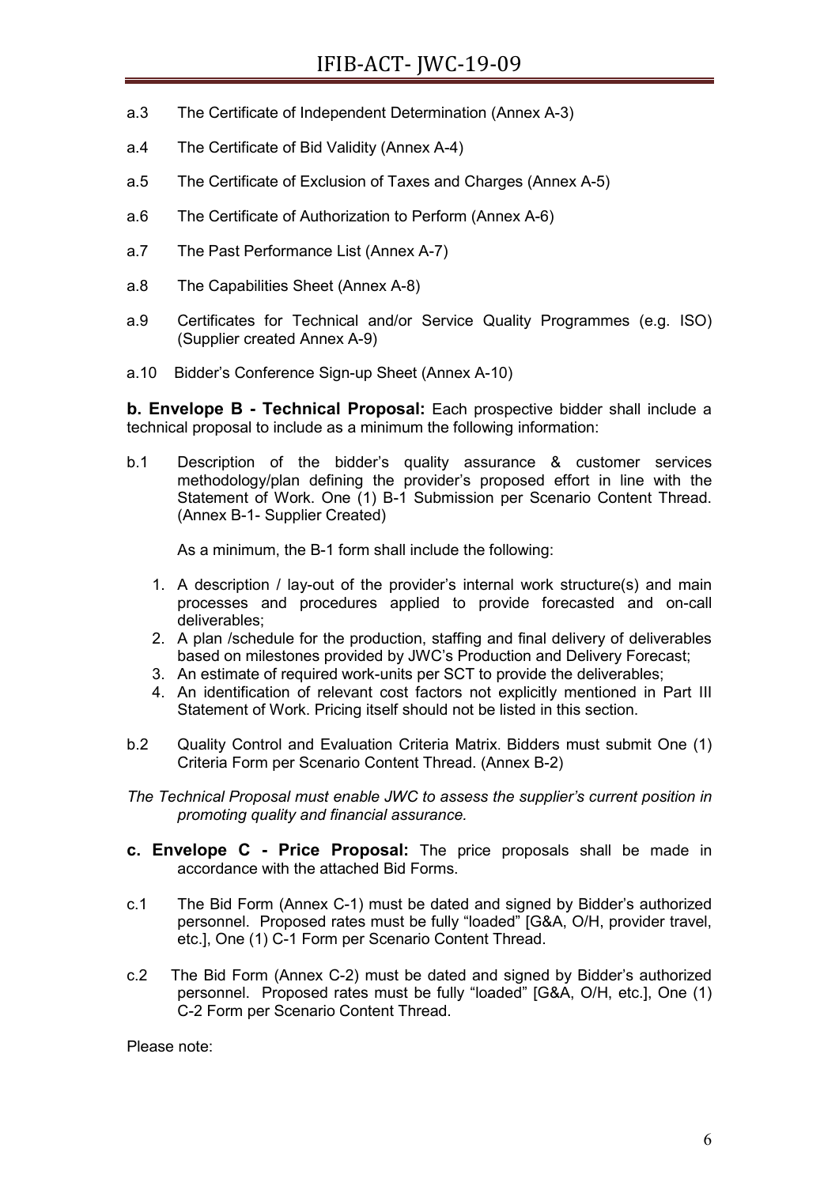a.3 The Certificate of Independent Determination (Annex A-3)

a.4 The Certificate of Bid Validity (Annex A-4)

a.5 The Certificate of Exclusion of Taxes and Charges (Annex A-5)

a.6 The Certificate of Authorization to Perform (Annex A-6)

a.7 The Past Performance List (Annex A-7)

a.8 The Capabilities Sheet (Annex A-8)

a.9 Certificates for Technical and/or Service Quality Programmes (e.g. ISO) (Supplier created Annex A-9)

a.10 Bidder's Conference Sign-up Sheet (Annex A-10)

**b. Envelope B - Technical Proposal:** Each prospective bidder shall include a technical proposal to include as a minimum the following information:

b.1 Description of the bidder's quality assurance & customer services methodology/plan defining the provider's proposed effort in line with the Statement of Work. One (1) B-1 Submission per Scenario Content Thread. (Annex B-1- Supplier Created)

As a minimum, the B-1 form shall include the following:

1. A description / lay-out of the provider's internal work structure(s) and main processes and procedures applied to provide forecasted and on-call deliverables;
2. A plan /schedule for the production, staffing and final delivery of deliverables based on milestones provided by JWC's Production and Delivery Forecast;
3. An estimate of required work-units per SCT to provide the deliverables;
4. An identification of relevant cost factors not explicitly mentioned in Part III Statement of Work. Pricing itself should not be listed in this section.

b.2 Quality Control and Evaluation Criteria Matrix. Bidders must submit One (1) Criteria Form per Scenario Content Thread. (Annex B-2)

*The Technical Proposal must enable JWC to assess the supplier's current position in promoting quality and financial assurance.*

**c. Envelope C - Price Proposal:** The price proposals shall be made in accordance with the attached Bid Forms.

c.1 The Bid Form (Annex C-1) must be dated and signed by Bidder's authorized personnel. Proposed rates must be fully "loaded" [G&A, O/H, provider travel, etc.], One (1) C-1 Form per Scenario Content Thread.

c.2 The Bid Form (Annex C-2) must be dated and signed by Bidder's authorized personnel. Proposed rates must be fully "loaded" [G&A, O/H, etc.], One (1) C-2 Form per Scenario Content Thread.

Please note: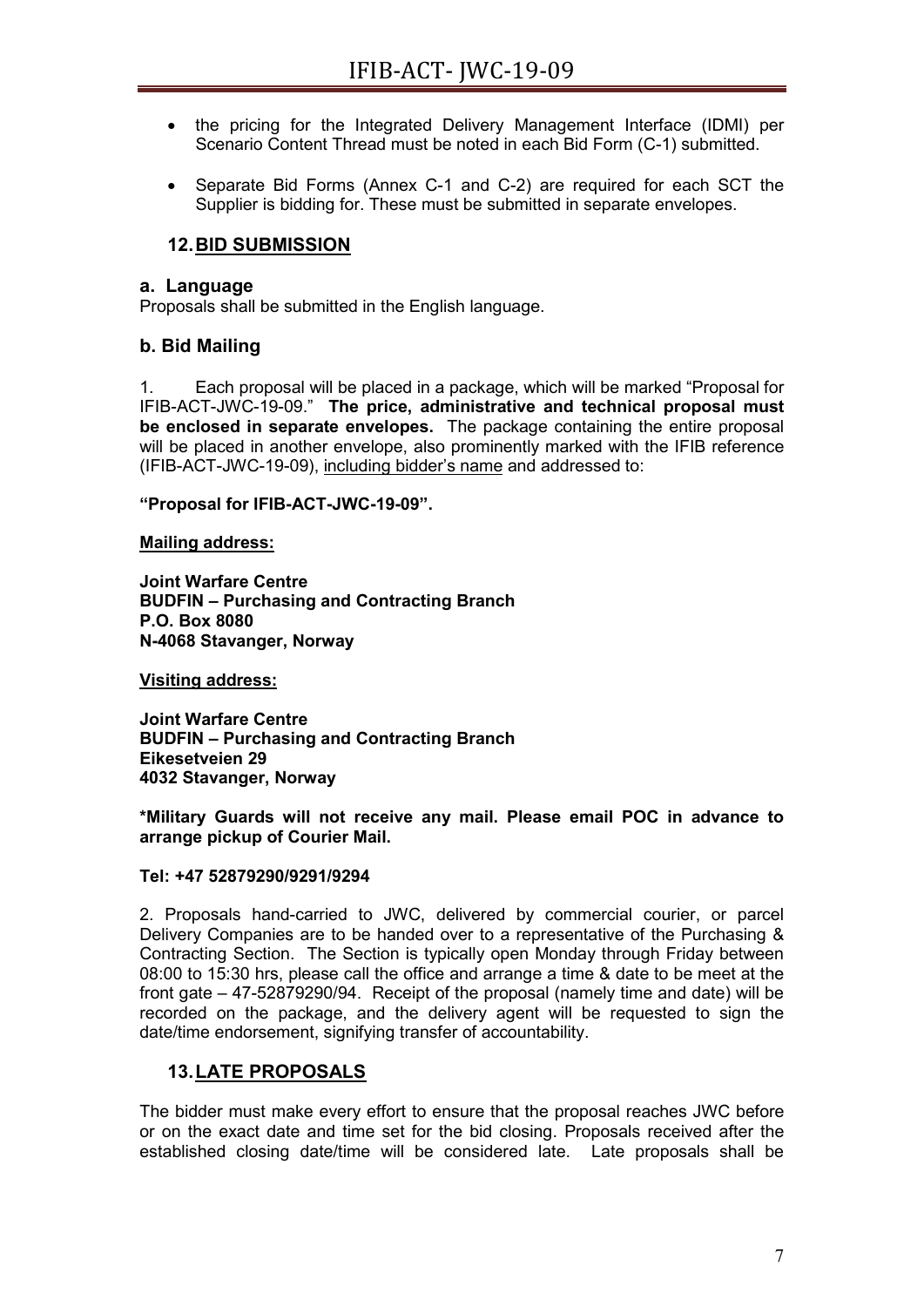- the pricing for the Integrated Delivery Management Interface (IDMI) per Scenario Content Thread must be noted in each Bid Form (C-1) submitted.
- Separate Bid Forms (Annex C-1 and C-2) are required for each SCT the Supplier is bidding for. These must be submitted in separate envelopes.

## 12. BID SUBMISSION

### a. Language

Proposals shall be submitted in the English language.

### b. Bid Mailing

1. Each proposal will be placed in a package, which will be marked "Proposal for IFIB-ACT-JWC-19-09." **The price, administrative and technical proposal must be enclosed in separate envelopes.** The package containing the entire proposal will be placed in another envelope, also prominently marked with the IFIB reference (IFIB-ACT-JWC-19-09), including bidder's name and addressed to:

**"Proposal for IFIB-ACT-JWC-19-09".**

**Mailing address:**

**Joint Warfare Centre**
**BUDFIN – Purchasing and Contracting Branch**
**P.O. Box 8080**
**N-4068 Stavanger, Norway**

**Visiting address:**

**Joint Warfare Centre**
**BUDFIN – Purchasing and Contracting Branch**
**Eikesetveien 29**
**4032 Stavanger, Norway**

**\*Military Guards will not receive any mail. Please email POC in advance to arrange pickup of Courier Mail.**

**Tel: +47 52879290/9291/9294**

2. Proposals hand-carried to JWC, delivered by commercial courier, or parcel Delivery Companies are to be handed over to a representative of the Purchasing & Contracting Section. The Section is typically open Monday through Friday between 08:00 to 15:30 hrs, please call the office and arrange a time & date to be meet at the front gate – 47-52879290/94. Receipt of the proposal (namely time and date) will be recorded on the package, and the delivery agent will be requested to sign the date/time endorsement, signifying transfer of accountability.

## 13. LATE PROPOSALS

The bidder must make every effort to ensure that the proposal reaches JWC before or on the exact date and time set for the bid closing. Proposals received after the established closing date/time will be considered late. Late proposals shall be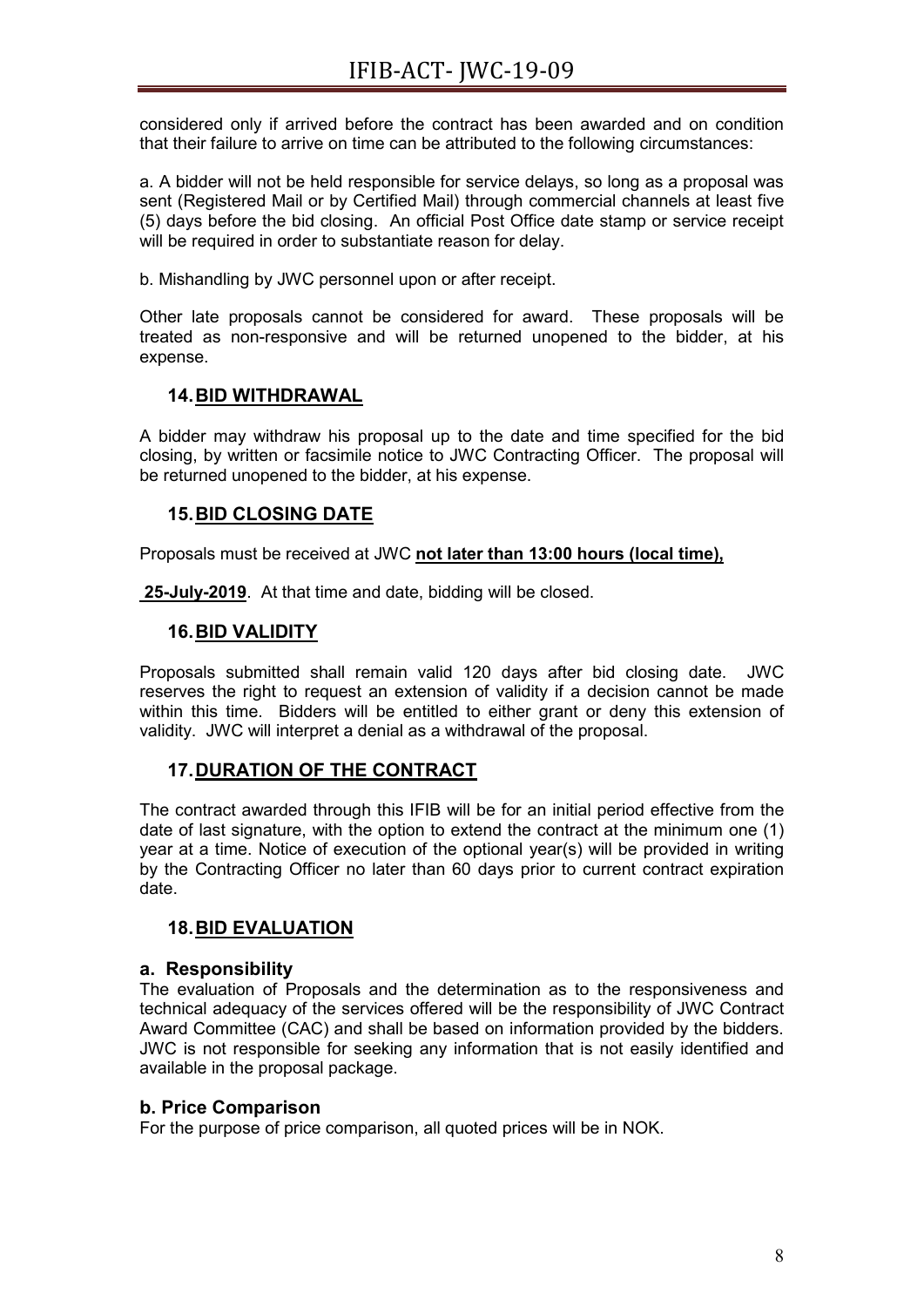considered only if arrived before the contract has been awarded and on condition that their failure to arrive on time can be attributed to the following circumstances:

a. A bidder will not be held responsible for service delays, so long as a proposal was sent (Registered Mail or by Certified Mail) through commercial channels at least five (5) days before the bid closing. An official Post Office date stamp or service receipt will be required in order to substantiate reason for delay.

b. Mishandling by JWC personnel upon or after receipt.

Other late proposals cannot be considered for award. These proposals will be treated as non-responsive and will be returned unopened to the bidder, at his expense.

## 14. BID WITHDRAWAL

A bidder may withdraw his proposal up to the date and time specified for the bid closing, by written or facsimile notice to JWC Contracting Officer. The proposal will be returned unopened to the bidder, at his expense.

## 15. BID CLOSING DATE

Proposals must be received at JWC **not later than 13:00 hours (local time),**

**25-July-2019**. At that time and date, bidding will be closed.

## 16. BID VALIDITY

Proposals submitted shall remain valid 120 days after bid closing date. JWC reserves the right to request an extension of validity if a decision cannot be made within this time. Bidders will be entitled to either grant or deny this extension of validity. JWC will interpret a denial as a withdrawal of the proposal.

## 17. DURATION OF THE CONTRACT

The contract awarded through this IFIB will be for an initial period effective from the date of last signature, with the option to extend the contract at the minimum one (1) year at a time. Notice of execution of the optional year(s) will be provided in writing by the Contracting Officer no later than 60 days prior to current contract expiration date.

## 18. BID EVALUATION

### a. Responsibility

The evaluation of Proposals and the determination as to the responsiveness and technical adequacy of the services offered will be the responsibility of JWC Contract Award Committee (CAC) and shall be based on information provided by the bidders. JWC is not responsible for seeking any information that is not easily identified and available in the proposal package.

### b. Price Comparison

For the purpose of price comparison, all quoted prices will be in NOK.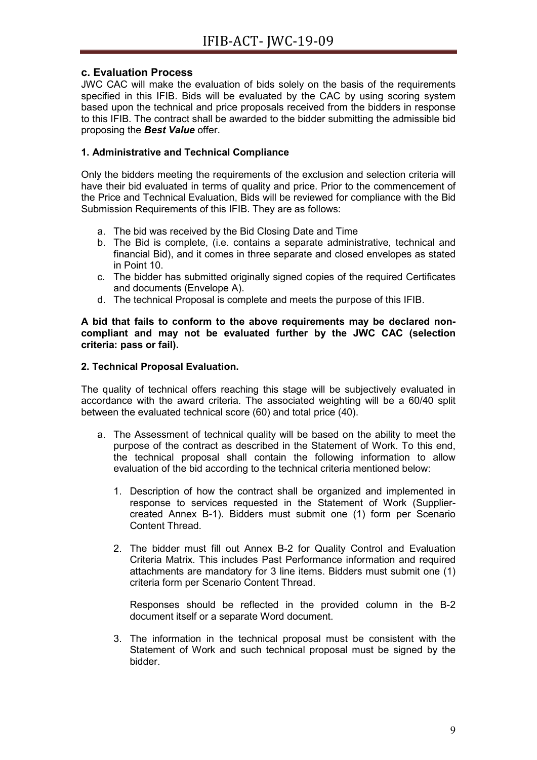### c. Evaluation Process

JWC CAC will make the evaluation of bids solely on the basis of the requirements specified in this IFIB. Bids will be evaluated by the CAC by using scoring system based upon the technical and price proposals received from the bidders in response to this IFIB. The contract shall be awarded to the bidder submitting the admissible bid proposing the ***Best Value*** offer.

**1. Administrative and Technical Compliance**

Only the bidders meeting the requirements of the exclusion and selection criteria will have their bid evaluated in terms of quality and price. Prior to the commencement of the Price and Technical Evaluation, Bids will be reviewed for compliance with the Bid Submission Requirements of this IFIB. They are as follows:

a. The bid was received by the Bid Closing Date and Time
b. The Bid is complete, (i.e. contains a separate administrative, technical and financial Bid), and it comes in three separate and closed envelopes as stated in Point 10.
c. The bidder has submitted originally signed copies of the required Certificates and documents (Envelope A).
d. The technical Proposal is complete and meets the purpose of this IFIB.

**A bid that fails to conform to the above requirements may be declared non-compliant and may not be evaluated further by the JWC CAC (selection criteria: pass or fail).**

**2. Technical Proposal Evaluation.**

The quality of technical offers reaching this stage will be subjectively evaluated in accordance with the award criteria. The associated weighting will be a 60/40 split between the evaluated technical score (60) and total price (40).

a. The Assessment of technical quality will be based on the ability to meet the purpose of the contract as described in the Statement of Work. To this end, the technical proposal shall contain the following information to allow evaluation of the bid according to the technical criteria mentioned below:

   1. Description of how the contract shall be organized and implemented in response to services requested in the Statement of Work (Supplier-created Annex B-1). Bidders must submit one (1) form per Scenario Content Thread.

   2. The bidder must fill out Annex B-2 for Quality Control and Evaluation Criteria Matrix. This includes Past Performance information and required attachments are mandatory for 3 line items. Bidders must submit one (1) criteria form per Scenario Content Thread.

      Responses should be reflected in the provided column in the B-2 document itself or a separate Word document.

   3. The information in the technical proposal must be consistent with the Statement of Work and such technical proposal must be signed by the bidder.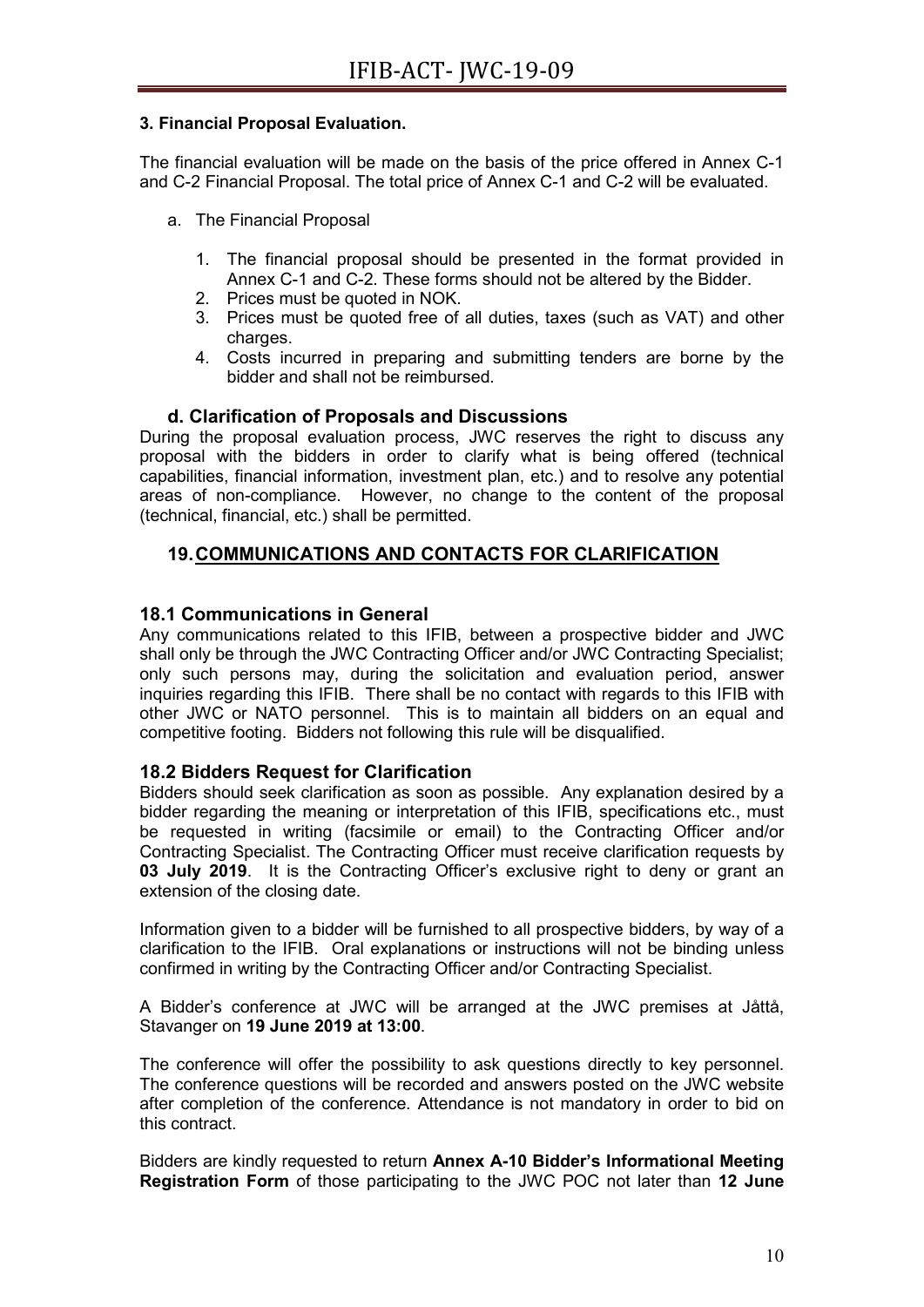### 3. Financial Proposal Evaluation.

The financial evaluation will be made on the basis of the price offered in Annex C-1 and C-2 Financial Proposal. The total price of Annex C-1 and C-2 will be evaluated.

a. The Financial Proposal

1. The financial proposal should be presented in the format provided in Annex C-1 and C-2. These forms should not be altered by the Bidder.
2. Prices must be quoted in NOK.
3. Prices must be quoted free of all duties, taxes (such as VAT) and other charges.
4. Costs incurred in preparing and submitting tenders are borne by the bidder and shall not be reimbursed.

### d. Clarification of Proposals and Discussions

During the proposal evaluation process, JWC reserves the right to discuss any proposal with the bidders in order to clarify what is being offered (technical capabilities, financial information, investment plan, etc.) and to resolve any potential areas of non-compliance. However, no change to the content of the proposal (technical, financial, etc.) shall be permitted.

## 19. COMMUNICATIONS AND CONTACTS FOR CLARIFICATION

### 18.1 Communications in General

Any communications related to this IFIB, between a prospective bidder and JWC shall only be through the JWC Contracting Officer and/or JWC Contracting Specialist; only such persons may, during the solicitation and evaluation period, answer inquiries regarding this IFIB. There shall be no contact with regards to this IFIB with other JWC or NATO personnel. This is to maintain all bidders on an equal and competitive footing. Bidders not following this rule will be disqualified.

### 18.2 Bidders Request for Clarification

Bidders should seek clarification as soon as possible. Any explanation desired by a bidder regarding the meaning or interpretation of this IFIB, specifications etc., must be requested in writing (facsimile or email) to the Contracting Officer and/or Contracting Specialist. The Contracting Officer must receive clarification requests by **03 July 2019**. It is the Contracting Officer's exclusive right to deny or grant an extension of the closing date.

Information given to a bidder will be furnished to all prospective bidders, by way of a clarification to the IFIB. Oral explanations or instructions will not be binding unless confirmed in writing by the Contracting Officer and/or Contracting Specialist.

A Bidder's conference at JWC will be arranged at the JWC premises at Jåttå, Stavanger on **19 June 2019 at 13:00**.

The conference will offer the possibility to ask questions directly to key personnel. The conference questions will be recorded and answers posted on the JWC website after completion of the conference. Attendance is not mandatory in order to bid on this contract.

Bidders are kindly requested to return **Annex A-10 Bidder's Informational Meeting Registration Form** of those participating to the JWC POC not later than **12 June**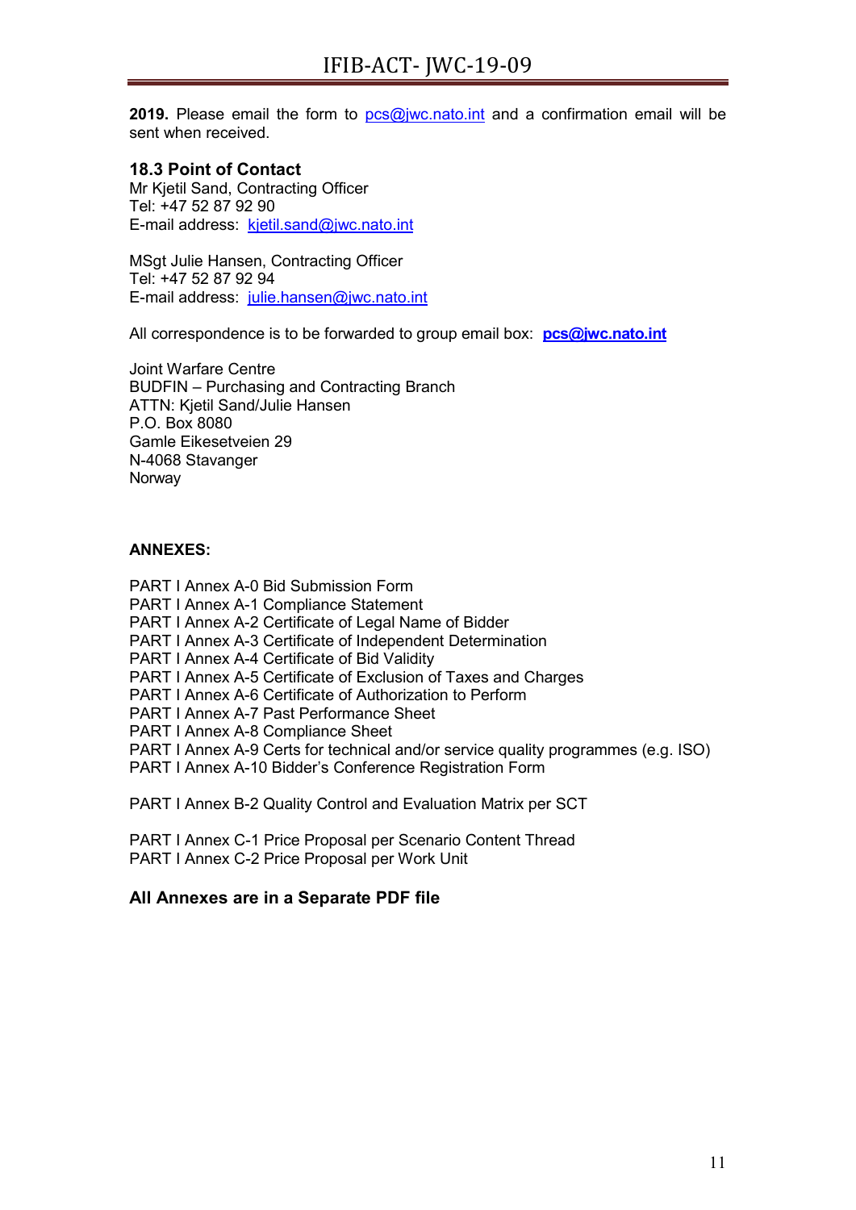**2019.** Please email the form to pcs@jwc.nato.int and a confirmation email will be sent when received.

### 18.3 Point of Contact

Mr Kjetil Sand, Contracting Officer
Tel: +47 52 87 92 90
E-mail address: kjetil.sand@jwc.nato.int

MSgt Julie Hansen, Contracting Officer
Tel: +47 52 87 92 94
E-mail address: julie.hansen@jwc.nato.int

All correspondence is to be forwarded to group email box: **pcs@jwc.nato.int**

Joint Warfare Centre
BUDFIN – Purchasing and Contracting Branch
ATTN: Kjetil Sand/Julie Hansen
P.O. Box 8080
Gamle Eikesetveien 29
N-4068 Stavanger
Norway

**ANNEXES:**

PART I Annex A-0 Bid Submission Form
PART I Annex A-1 Compliance Statement
PART I Annex A-2 Certificate of Legal Name of Bidder
PART I Annex A-3 Certificate of Independent Determination
PART I Annex A-4 Certificate of Bid Validity
PART I Annex A-5 Certificate of Exclusion of Taxes and Charges
PART I Annex A-6 Certificate of Authorization to Perform
PART I Annex A-7 Past Performance Sheet
PART I Annex A-8 Compliance Sheet
PART I Annex A-9 Certs for technical and/or service quality programmes (e.g. ISO)
PART I Annex A-10 Bidder's Conference Registration Form

PART I Annex B-2 Quality Control and Evaluation Matrix per SCT

PART I Annex C-1 Price Proposal per Scenario Content Thread
PART I Annex C-2 Price Proposal per Work Unit

**All Annexes are in a Separate PDF file**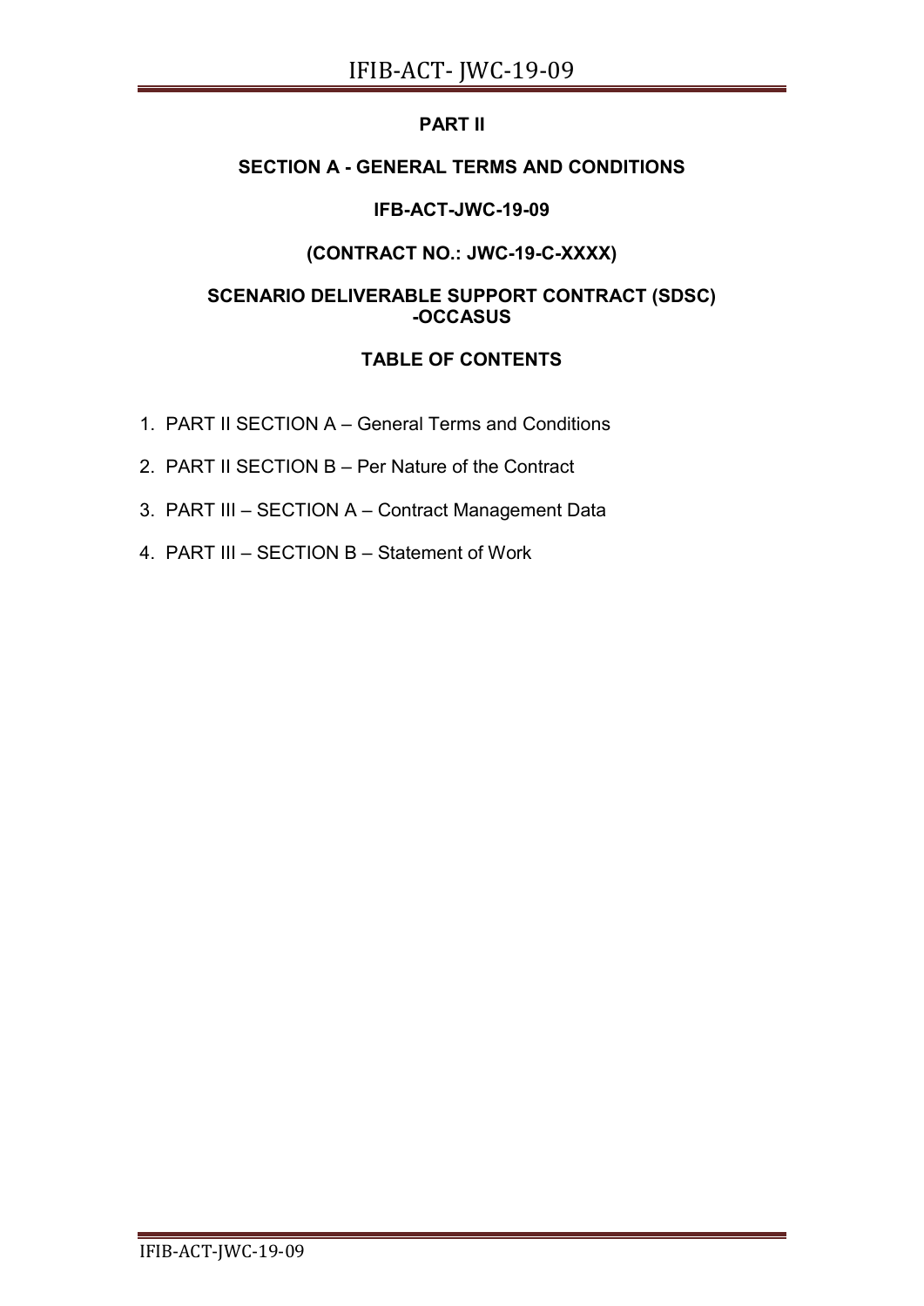**PART II**

**SECTION A - GENERAL TERMS AND CONDITIONS**

**IFB-ACT-JWC-19-09**

**(CONTRACT NO.: JWC-19-C-XXXX)**

**SCENARIO DELIVERABLE SUPPORT CONTRACT (SDSC) -OCCASUS**

**TABLE OF CONTENTS**

1. PART II SECTION A – General Terms and Conditions
2. PART II SECTION B – Per Nature of the Contract
3. PART III – SECTION A – Contract Management Data
4. PART III – SECTION B – Statement of Work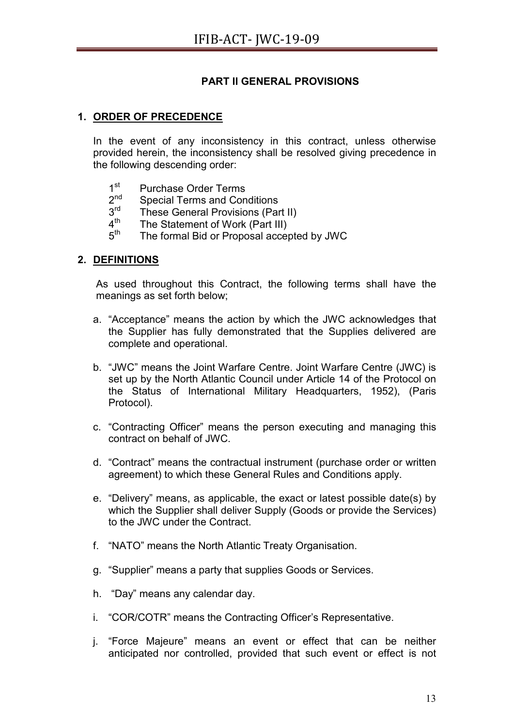## PART II GENERAL PROVISIONS

### 1. ORDER OF PRECEDENCE

In the event of any inconsistency in this contract, unless otherwise provided herein, the inconsistency shall be resolved giving precedence in the following descending order:

1st Purchase Order Terms
2nd Special Terms and Conditions
3rd These General Provisions (Part II)
4th The Statement of Work (Part III)
5th The formal Bid or Proposal accepted by JWC

### 2. DEFINITIONS

As used throughout this Contract, the following terms shall have the meanings as set forth below;

a. "Acceptance" means the action by which the JWC acknowledges that the Supplier has fully demonstrated that the Supplies delivered are complete and operational.

b. "JWC" means the Joint Warfare Centre. Joint Warfare Centre (JWC) is set up by the North Atlantic Council under Article 14 of the Protocol on the Status of International Military Headquarters, 1952), (Paris Protocol).

c. "Contracting Officer" means the person executing and managing this contract on behalf of JWC.

d. "Contract" means the contractual instrument (purchase order or written agreement) to which these General Rules and Conditions apply.

e. "Delivery" means, as applicable, the exact or latest possible date(s) by which the Supplier shall deliver Supply (Goods or provide the Services) to the JWC under the Contract.

f. "NATO" means the North Atlantic Treaty Organisation.

g. "Supplier" means a party that supplies Goods or Services.

h. "Day" means any calendar day.

i. "COR/COTR" means the Contracting Officer's Representative.

j. "Force Majeure" means an event or effect that can be neither anticipated nor controlled, provided that such event or effect is not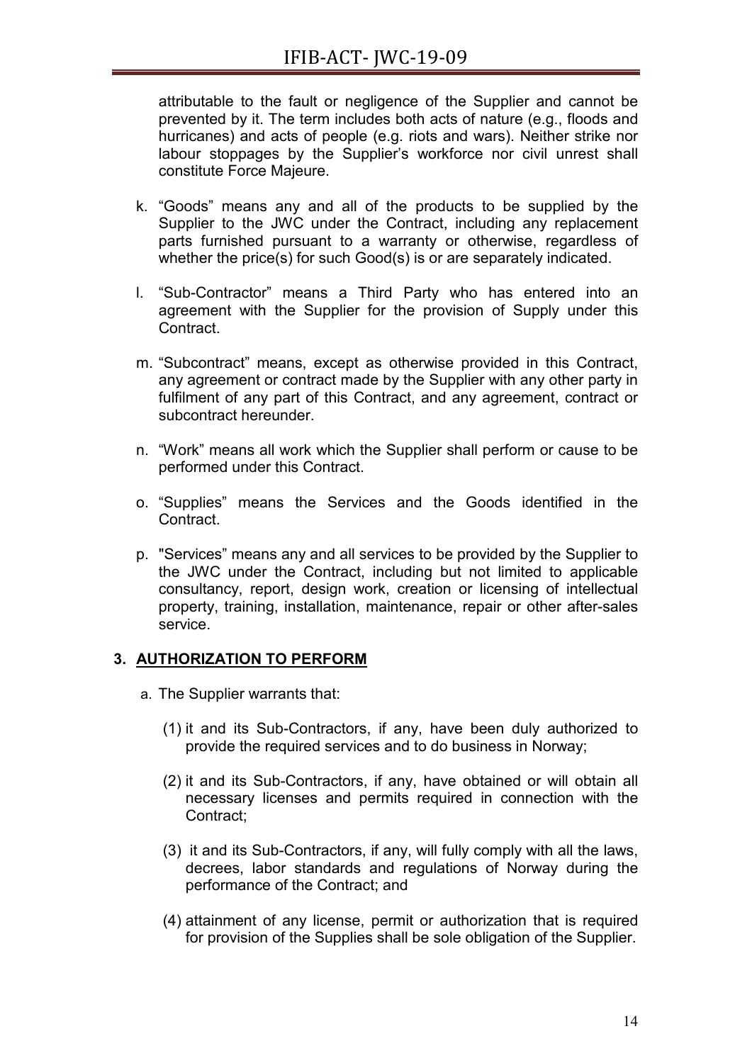attributable to the fault or negligence of the Supplier and cannot be prevented by it. The term includes both acts of nature (e.g., floods and hurricanes) and acts of people (e.g. riots and wars). Neither strike nor labour stoppages by the Supplier's workforce nor civil unrest shall constitute Force Majeure.

k. "Goods" means any and all of the products to be supplied by the Supplier to the JWC under the Contract, including any replacement parts furnished pursuant to a warranty or otherwise, regardless of whether the price(s) for such Good(s) is or are separately indicated.

l. "Sub-Contractor" means a Third Party who has entered into an agreement with the Supplier for the provision of Supply under this Contract.

m. "Subcontract" means, except as otherwise provided in this Contract, any agreement or contract made by the Supplier with any other party in fulfilment of any part of this Contract, and any agreement, contract or subcontract hereunder.

n. "Work" means all work which the Supplier shall perform or cause to be performed under this Contract.

o. "Supplies" means the Services and the Goods identified in the Contract.

p. "Services" means any and all services to be provided by the Supplier to the JWC under the Contract, including but not limited to applicable consultancy, report, design work, creation or licensing of intellectual property, training, installation, maintenance, repair or other after-sales service.

## 3. AUTHORIZATION TO PERFORM

a. The Supplier warrants that:

(1) it and its Sub-Contractors, if any, have been duly authorized to provide the required services and to do business in Norway;

(2) it and its Sub-Contractors, if any, have obtained or will obtain all necessary licenses and permits required in connection with the Contract;

(3) it and its Sub-Contractors, if any, will fully comply with all the laws, decrees, labor standards and regulations of Norway during the performance of the Contract; and

(4) attainment of any license, permit or authorization that is required for provision of the Supplies shall be sole obligation of the Supplier.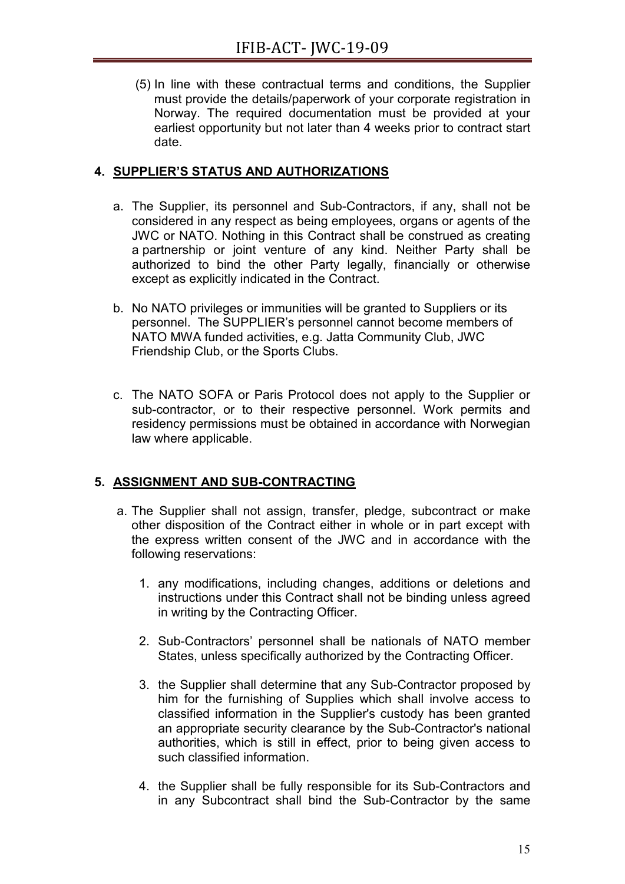(5) In line with these contractual terms and conditions, the Supplier must provide the details/paperwork of your corporate registration in Norway. The required documentation must be provided at your earliest opportunity but not later than 4 weeks prior to contract start date.

## 4. SUPPLIER'S STATUS AND AUTHORIZATIONS

a. The Supplier, its personnel and Sub-Contractors, if any, shall not be considered in any respect as being employees, organs or agents of the JWC or NATO. Nothing in this Contract shall be construed as creating a partnership or joint venture of any kind. Neither Party shall be authorized to bind the other Party legally, financially or otherwise except as explicitly indicated in the Contract.

b. No NATO privileges or immunities will be granted to Suppliers or its personnel. The SUPPLIER's personnel cannot become members of NATO MWA funded activities, e.g. Jatta Community Club, JWC Friendship Club, or the Sports Clubs.

c. The NATO SOFA or Paris Protocol does not apply to the Supplier or sub-contractor, or to their respective personnel. Work permits and residency permissions must be obtained in accordance with Norwegian law where applicable.

## 5. ASSIGNMENT AND SUB-CONTRACTING

a. The Supplier shall not assign, transfer, pledge, subcontract or make other disposition of the Contract either in whole or in part except with the express written consent of the JWC and in accordance with the following reservations:

1. any modifications, including changes, additions or deletions and instructions under this Contract shall not be binding unless agreed in writing by the Contracting Officer.

2. Sub-Contractors' personnel shall be nationals of NATO member States, unless specifically authorized by the Contracting Officer.

3. the Supplier shall determine that any Sub-Contractor proposed by him for the furnishing of Supplies which shall involve access to classified information in the Supplier's custody has been granted an appropriate security clearance by the Sub-Contractor's national authorities, which is still in effect, prior to being given access to such classified information.

4. the Supplier shall be fully responsible for its Sub-Contractors and in any Subcontract shall bind the Sub-Contractor by the same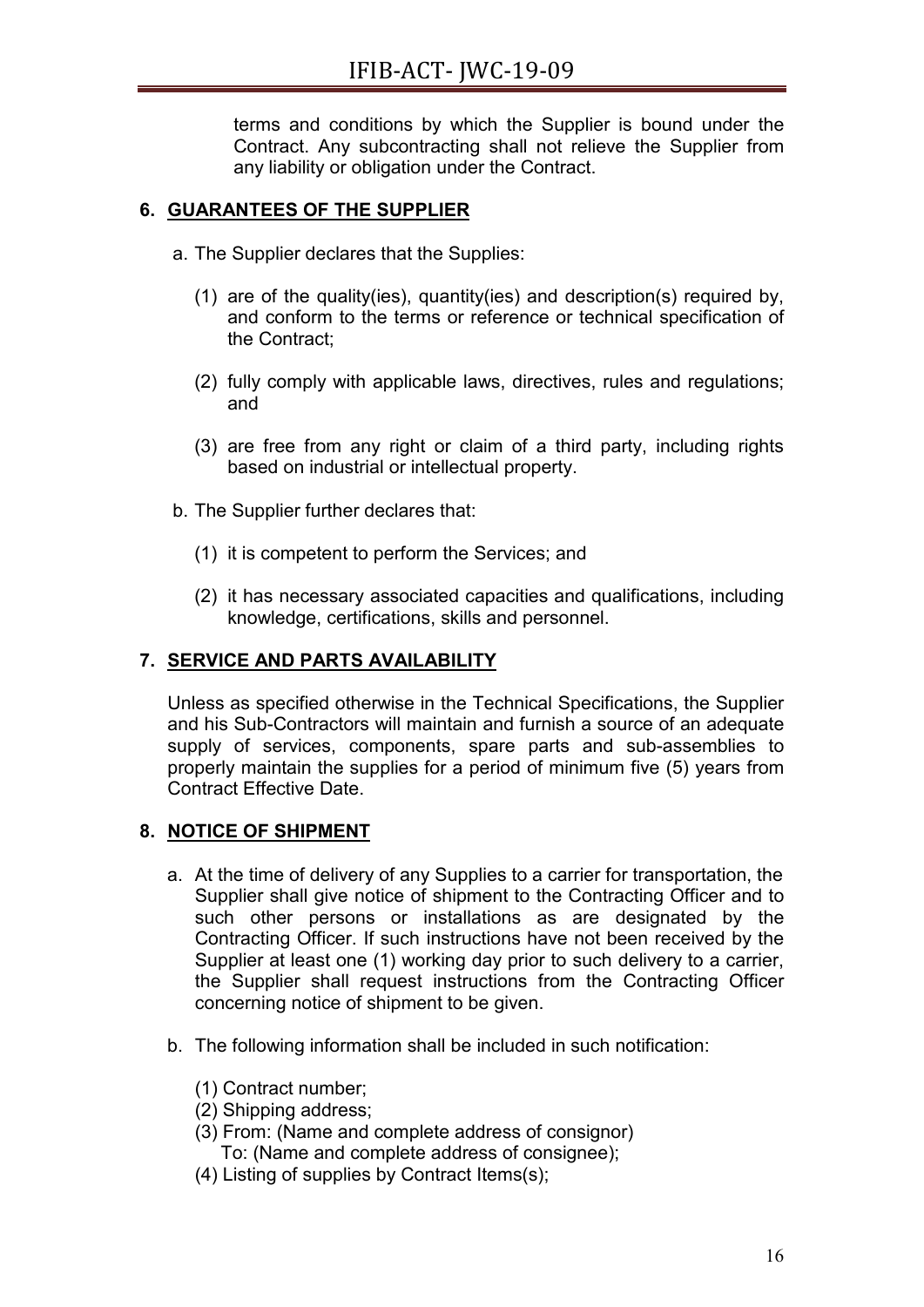terms and conditions by which the Supplier is bound under the Contract. Any subcontracting shall not relieve the Supplier from any liability or obligation under the Contract.

## 6. GUARANTEES OF THE SUPPLIER

a. The Supplier declares that the Supplies:

(1) are of the quality(ies), quantity(ies) and description(s) required by, and conform to the terms or reference or technical specification of the Contract;

(2) fully comply with applicable laws, directives, rules and regulations; and

(3) are free from any right or claim of a third party, including rights based on industrial or intellectual property.

b. The Supplier further declares that:

(1) it is competent to perform the Services; and

(2) it has necessary associated capacities and qualifications, including knowledge, certifications, skills and personnel.

## 7. SERVICE AND PARTS AVAILABILITY

Unless as specified otherwise in the Technical Specifications, the Supplier and his Sub-Contractors will maintain and furnish a source of an adequate supply of services, components, spare parts and sub-assemblies to properly maintain the supplies for a period of minimum five (5) years from Contract Effective Date.

## 8. NOTICE OF SHIPMENT

a. At the time of delivery of any Supplies to a carrier for transportation, the Supplier shall give notice of shipment to the Contracting Officer and to such other persons or installations as are designated by the Contracting Officer. If such instructions have not been received by the Supplier at least one (1) working day prior to such delivery to a carrier, the Supplier shall request instructions from the Contracting Officer concerning notice of shipment to be given.

b. The following information shall be included in such notification:

(1) Contract number;
(2) Shipping address;
(3) From: (Name and complete address of consignor)
To: (Name and complete address of consignee);
(4) Listing of supplies by Contract Items(s);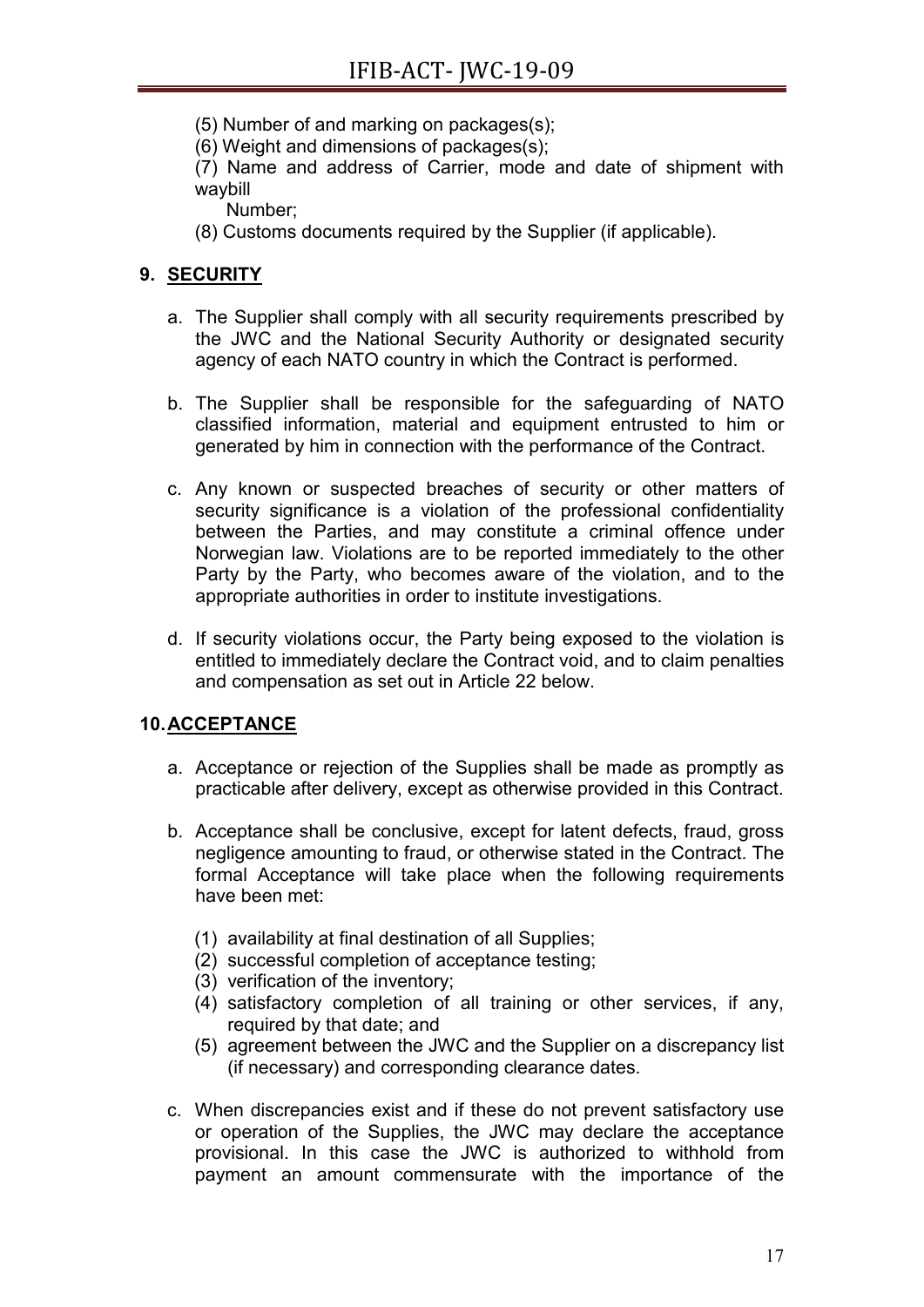(5) Number of and marking on packages(s);
(6) Weight and dimensions of packages(s);
(7) Name and address of Carrier, mode and date of shipment with waybill
Number;
(8) Customs documents required by the Supplier (if applicable).

## 9. SECURITY

a. The Supplier shall comply with all security requirements prescribed by the JWC and the National Security Authority or designated security agency of each NATO country in which the Contract is performed.

b. The Supplier shall be responsible for the safeguarding of NATO classified information, material and equipment entrusted to him or generated by him in connection with the performance of the Contract.

c. Any known or suspected breaches of security or other matters of security significance is a violation of the professional confidentiality between the Parties, and may constitute a criminal offence under Norwegian law. Violations are to be reported immediately to the other Party by the Party, who becomes aware of the violation, and to the appropriate authorities in order to institute investigations.

d. If security violations occur, the Party being exposed to the violation is entitled to immediately declare the Contract void, and to claim penalties and compensation as set out in Article 22 below.

## 10. ACCEPTANCE

a. Acceptance or rejection of the Supplies shall be made as promptly as practicable after delivery, except as otherwise provided in this Contract.

b. Acceptance shall be conclusive, except for latent defects, fraud, gross negligence amounting to fraud, or otherwise stated in the Contract. The formal Acceptance will take place when the following requirements have been met:

(1) availability at final destination of all Supplies;
(2) successful completion of acceptance testing;
(3) verification of the inventory;
(4) satisfactory completion of all training or other services, if any, required by that date; and
(5) agreement between the JWC and the Supplier on a discrepancy list (if necessary) and corresponding clearance dates.

c. When discrepancies exist and if these do not prevent satisfactory use or operation of the Supplies, the JWC may declare the acceptance provisional. In this case the JWC is authorized to withhold from payment an amount commensurate with the importance of the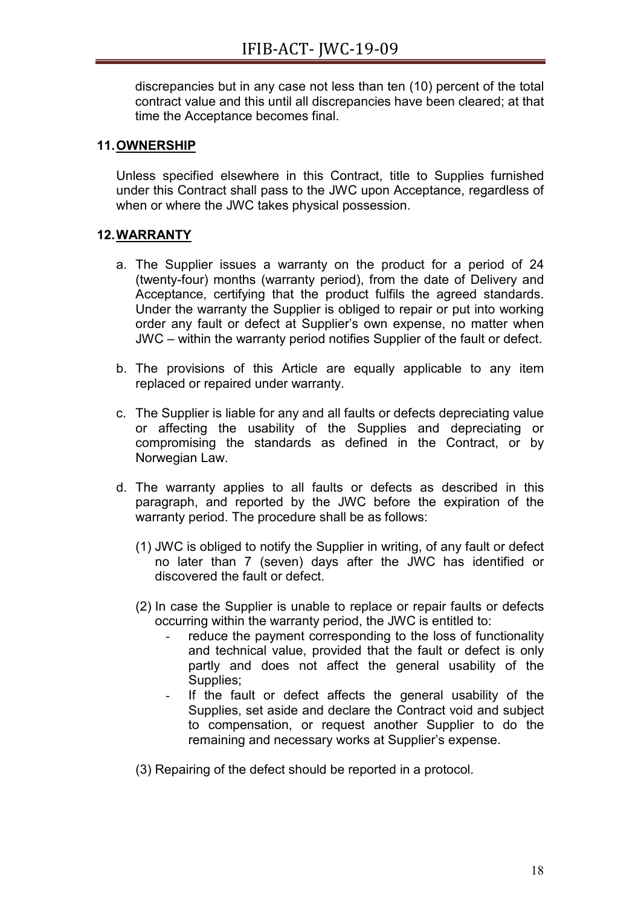discrepancies but in any case not less than ten (10) percent of the total contract value and this until all discrepancies have been cleared; at that time the Acceptance becomes final.

## 11. OWNERSHIP

Unless specified elsewhere in this Contract, title to Supplies furnished under this Contract shall pass to the JWC upon Acceptance, regardless of when or where the JWC takes physical possession.

## 12. WARRANTY

a. The Supplier issues a warranty on the product for a period of 24 (twenty-four) months (warranty period), from the date of Delivery and Acceptance, certifying that the product fulfils the agreed standards. Under the warranty the Supplier is obliged to repair or put into working order any fault or defect at Supplier's own expense, no matter when JWC – within the warranty period notifies Supplier of the fault or defect.

b. The provisions of this Article are equally applicable to any item replaced or repaired under warranty.

c. The Supplier is liable for any and all faults or defects depreciating value or affecting the usability of the Supplies and depreciating or compromising the standards as defined in the Contract, or by Norwegian Law.

d. The warranty applies to all faults or defects as described in this paragraph, and reported by the JWC before the expiration of the warranty period. The procedure shall be as follows:

   (1) JWC is obliged to notify the Supplier in writing, of any fault or defect no later than 7 (seven) days after the JWC has identified or discovered the fault or defect.

   (2) In case the Supplier is unable to replace or repair faults or defects occurring within the warranty period, the JWC is entitled to:
   - reduce the payment corresponding to the loss of functionality and technical value, provided that the fault or defect is only partly and does not affect the general usability of the Supplies;
   - If the fault or defect affects the general usability of the Supplies, set aside and declare the Contract void and subject to compensation, or request another Supplier to do the remaining and necessary works at Supplier's expense.

   (3) Repairing of the defect should be reported in a protocol.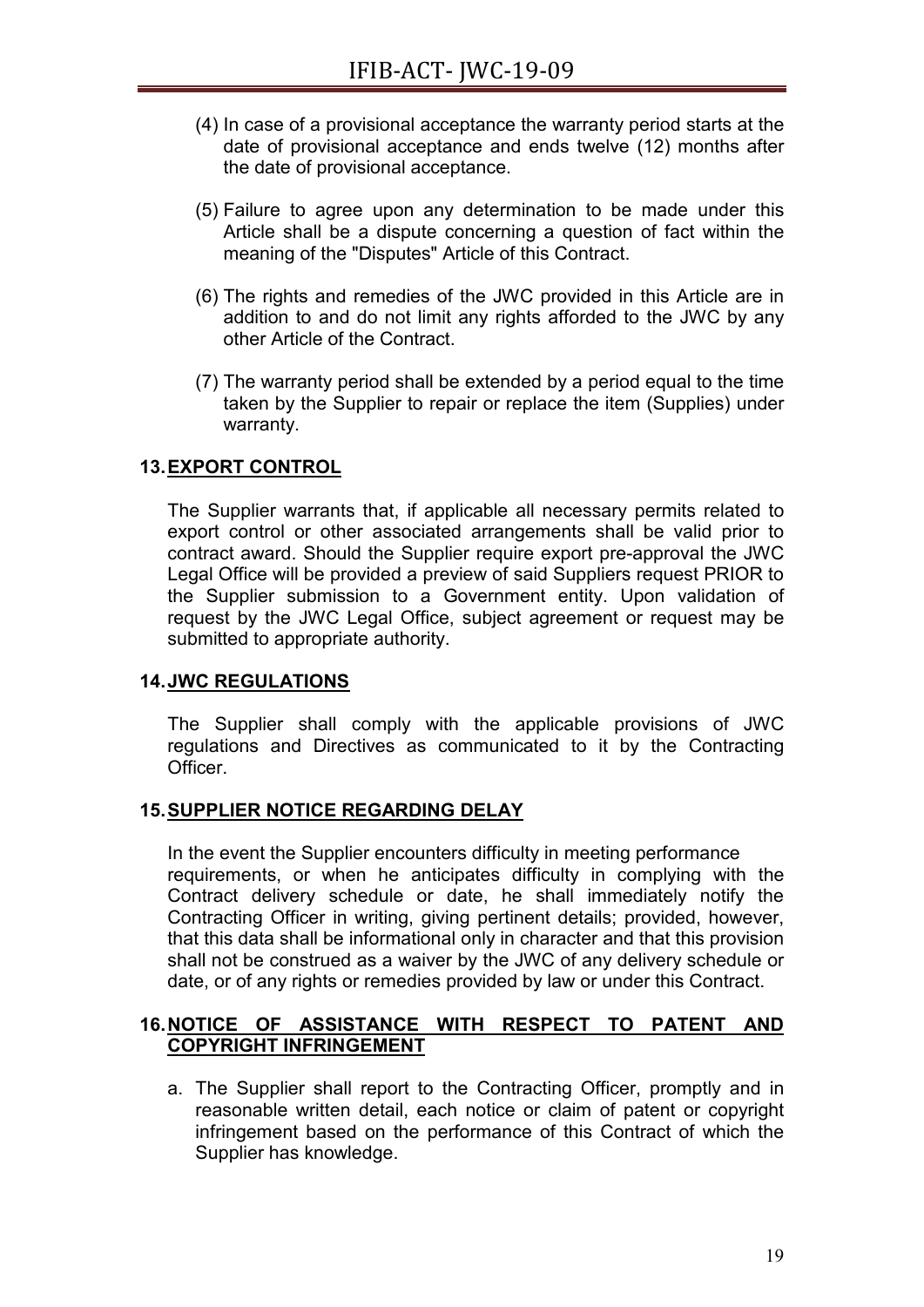(4) In case of a provisional acceptance the warranty period starts at the date of provisional acceptance and ends twelve (12) months after the date of provisional acceptance.

(5) Failure to agree upon any determination to be made under this Article shall be a dispute concerning a question of fact within the meaning of the "Disputes" Article of this Contract.

(6) The rights and remedies of the JWC provided in this Article are in addition to and do not limit any rights afforded to the JWC by any other Article of the Contract.

(7) The warranty period shall be extended by a period equal to the time taken by the Supplier to repair or replace the item (Supplies) under warranty.

## 13. EXPORT CONTROL

The Supplier warrants that, if applicable all necessary permits related to export control or other associated arrangements shall be valid prior to contract award. Should the Supplier require export pre-approval the JWC Legal Office will be provided a preview of said Suppliers request PRIOR to the Supplier submission to a Government entity. Upon validation of request by the JWC Legal Office, subject agreement or request may be submitted to appropriate authority.

## 14. JWC REGULATIONS

The Supplier shall comply with the applicable provisions of JWC regulations and Directives as communicated to it by the Contracting Officer.

## 15. SUPPLIER NOTICE REGARDING DELAY

In the event the Supplier encounters difficulty in meeting performance requirements, or when he anticipates difficulty in complying with the Contract delivery schedule or date, he shall immediately notify the Contracting Officer in writing, giving pertinent details; provided, however, that this data shall be informational only in character and that this provision shall not be construed as a waiver by the JWC of any delivery schedule or date, or of any rights or remedies provided by law or under this Contract.

## 16. NOTICE OF ASSISTANCE WITH RESPECT TO PATENT AND COPYRIGHT INFRINGEMENT

a. The Supplier shall report to the Contracting Officer, promptly and in reasonable written detail, each notice or claim of patent or copyright infringement based on the performance of this Contract of which the Supplier has knowledge.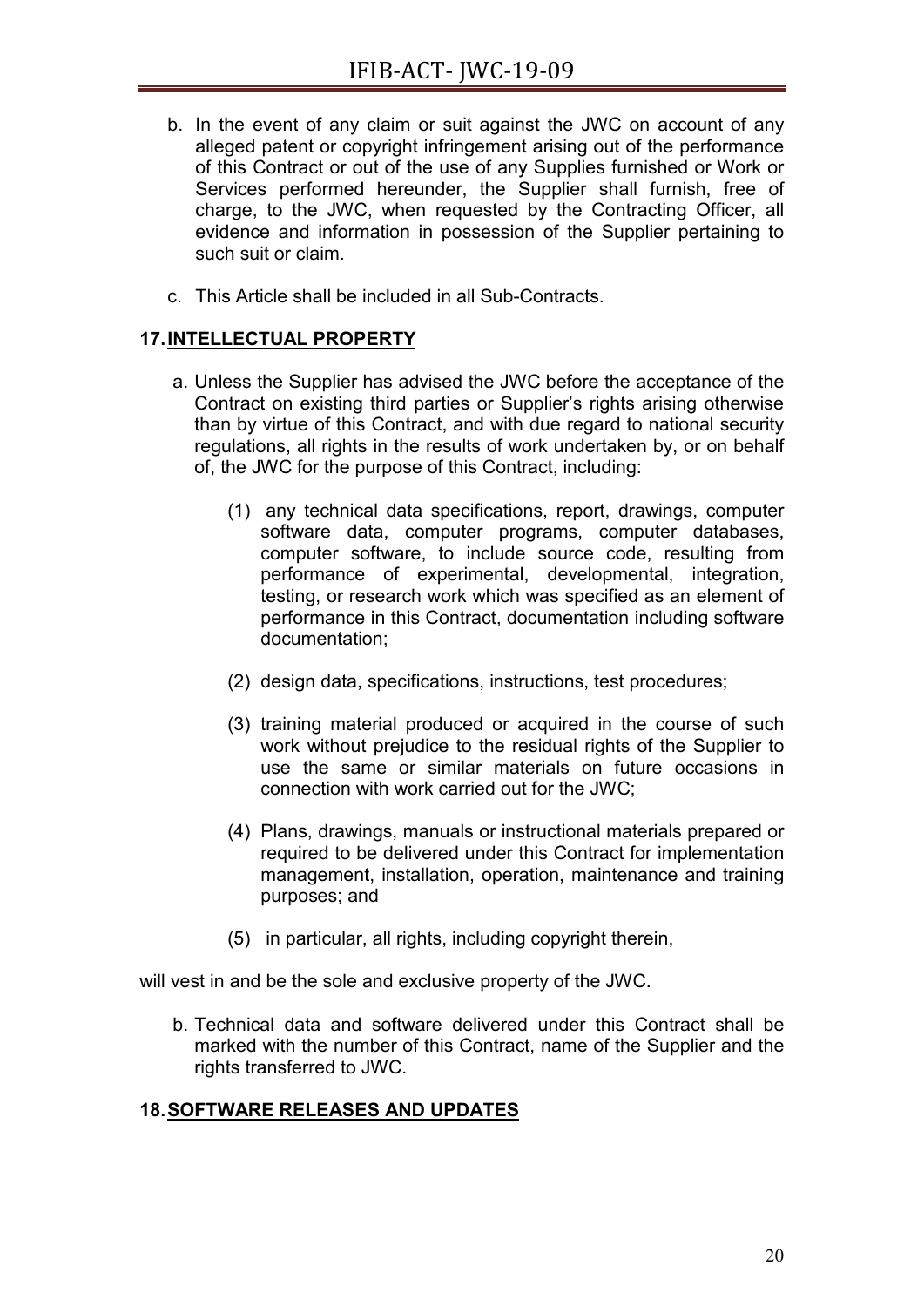b. In the event of any claim or suit against the JWC on account of any alleged patent or copyright infringement arising out of the performance of this Contract or out of the use of any Supplies furnished or Work or Services performed hereunder, the Supplier shall furnish, free of charge, to the JWC, when requested by the Contracting Officer, all evidence and information in possession of the Supplier pertaining to such suit or claim.

c. This Article shall be included in all Sub-Contracts.

## 17. INTELLECTUAL PROPERTY

a. Unless the Supplier has advised the JWC before the acceptance of the Contract on existing third parties or Supplier's rights arising otherwise than by virtue of this Contract, and with due regard to national security regulations, all rights in the results of work undertaken by, or on behalf of, the JWC for the purpose of this Contract, including:

(1) any technical data specifications, report, drawings, computer software data, computer programs, computer databases, computer software, to include source code, resulting from performance of experimental, developmental, integration, testing, or research work which was specified as an element of performance in this Contract, documentation including software documentation;

(2) design data, specifications, instructions, test procedures;

(3) training material produced or acquired in the course of such work without prejudice to the residual rights of the Supplier to use the same or similar materials on future occasions in connection with work carried out for the JWC;

(4) Plans, drawings, manuals or instructional materials prepared or required to be delivered under this Contract for implementation management, installation, operation, maintenance and training purposes; and

(5) in particular, all rights, including copyright therein,

will vest in and be the sole and exclusive property of the JWC.

b. Technical data and software delivered under this Contract shall be marked with the number of this Contract, name of the Supplier and the rights transferred to JWC.

## 18. SOFTWARE RELEASES AND UPDATES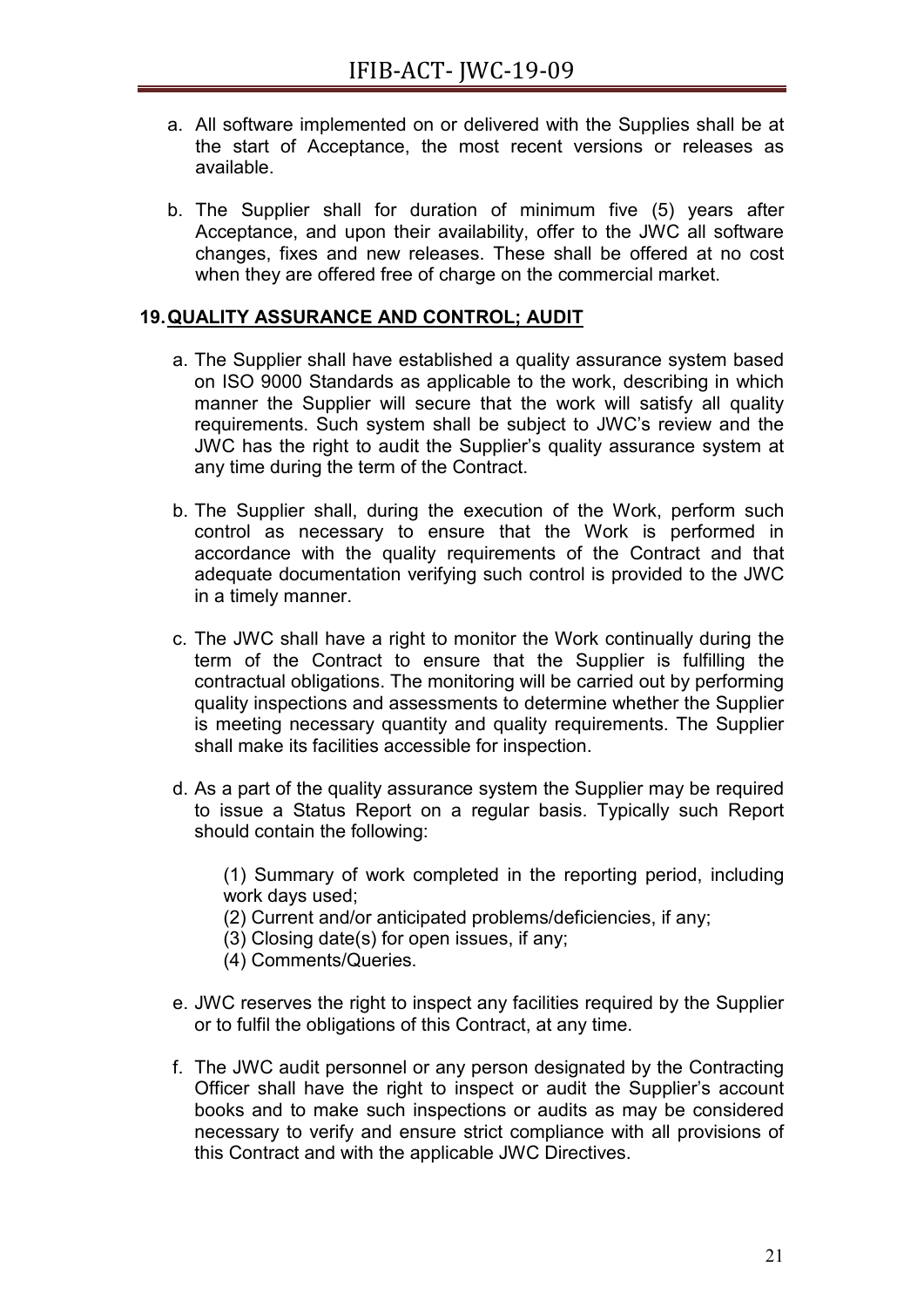a. All software implemented on or delivered with the Supplies shall be at the start of Acceptance, the most recent versions or releases as available.

b. The Supplier shall for duration of minimum five (5) years after Acceptance, and upon their availability, offer to the JWC all software changes, fixes and new releases. These shall be offered at no cost when they are offered free of charge on the commercial market.

## 19. QUALITY ASSURANCE AND CONTROL; AUDIT

a. The Supplier shall have established a quality assurance system based on ISO 9000 Standards as applicable to the work, describing in which manner the Supplier will secure that the work will satisfy all quality requirements. Such system shall be subject to JWC's review and the JWC has the right to audit the Supplier's quality assurance system at any time during the term of the Contract.

b. The Supplier shall, during the execution of the Work, perform such control as necessary to ensure that the Work is performed in accordance with the quality requirements of the Contract and that adequate documentation verifying such control is provided to the JWC in a timely manner.

c. The JWC shall have a right to monitor the Work continually during the term of the Contract to ensure that the Supplier is fulfilling the contractual obligations. The monitoring will be carried out by performing quality inspections and assessments to determine whether the Supplier is meeting necessary quantity and quality requirements. The Supplier shall make its facilities accessible for inspection.

d. As a part of the quality assurance system the Supplier may be required to issue a Status Report on a regular basis. Typically such Report should contain the following:

   (1) Summary of work completed in the reporting period, including work days used;
   (2) Current and/or anticipated problems/deficiencies, if any;
   (3) Closing date(s) for open issues, if any;
   (4) Comments/Queries.

e. JWC reserves the right to inspect any facilities required by the Supplier or to fulfil the obligations of this Contract, at any time.

f. The JWC audit personnel or any person designated by the Contracting Officer shall have the right to inspect or audit the Supplier's account books and to make such inspections or audits as may be considered necessary to verify and ensure strict compliance with all provisions of this Contract and with the applicable JWC Directives.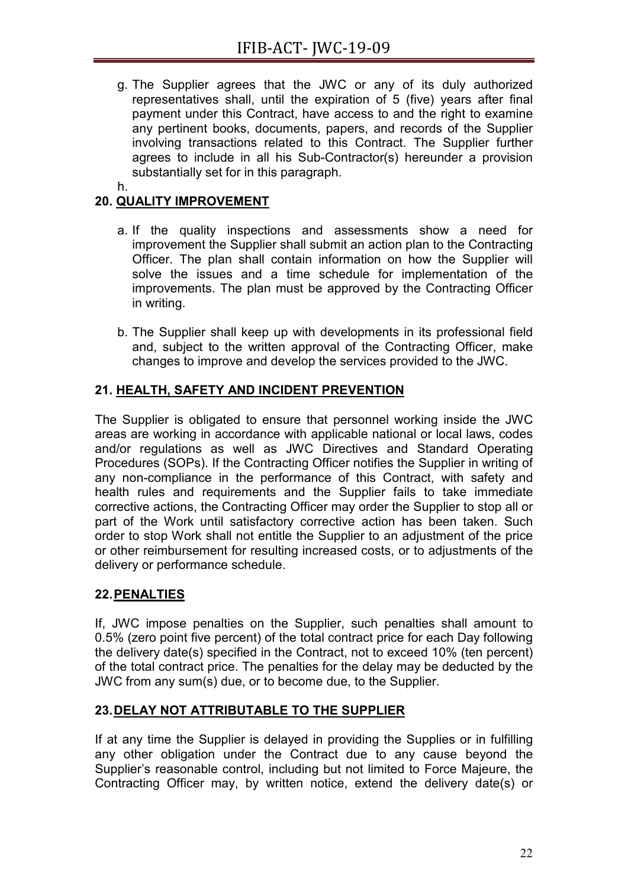g. The Supplier agrees that the JWC or any of its duly authorized representatives shall, until the expiration of 5 (five) years after final payment under this Contract, have access to and the right to examine any pertinent books, documents, papers, and records of the Supplier involving transactions related to this Contract. The Supplier further agrees to include in all his Sub-Contractor(s) hereunder a provision substantially set for in this paragraph.

h.

## 20. QUALITY IMPROVEMENT

a. If the quality inspections and assessments show a need for improvement the Supplier shall submit an action plan to the Contracting Officer. The plan shall contain information on how the Supplier will solve the issues and a time schedule for implementation of the improvements. The plan must be approved by the Contracting Officer in writing.

b. The Supplier shall keep up with developments in its professional field and, subject to the written approval of the Contracting Officer, make changes to improve and develop the services provided to the JWC.

## 21. HEALTH, SAFETY AND INCIDENT PREVENTION

The Supplier is obligated to ensure that personnel working inside the JWC areas are working in accordance with applicable national or local laws, codes and/or regulations as well as JWC Directives and Standard Operating Procedures (SOPs). If the Contracting Officer notifies the Supplier in writing of any non-compliance in the performance of this Contract, with safety and health rules and requirements and the Supplier fails to take immediate corrective actions, the Contracting Officer may order the Supplier to stop all or part of the Work until satisfactory corrective action has been taken. Such order to stop Work shall not entitle the Supplier to an adjustment of the price or other reimbursement for resulting increased costs, or to adjustments of the delivery or performance schedule.

## 22. PENALTIES

If, JWC impose penalties on the Supplier, such penalties shall amount to 0.5% (zero point five percent) of the total contract price for each Day following the delivery date(s) specified in the Contract, not to exceed 10% (ten percent) of the total contract price. The penalties for the delay may be deducted by the JWC from any sum(s) due, or to become due, to the Supplier.

## 23. DELAY NOT ATTRIBUTABLE TO THE SUPPLIER

If at any time the Supplier is delayed in providing the Supplies or in fulfilling any other obligation under the Contract due to any cause beyond the Supplier's reasonable control, including but not limited to Force Majeure, the Contracting Officer may, by written notice, extend the delivery date(s) or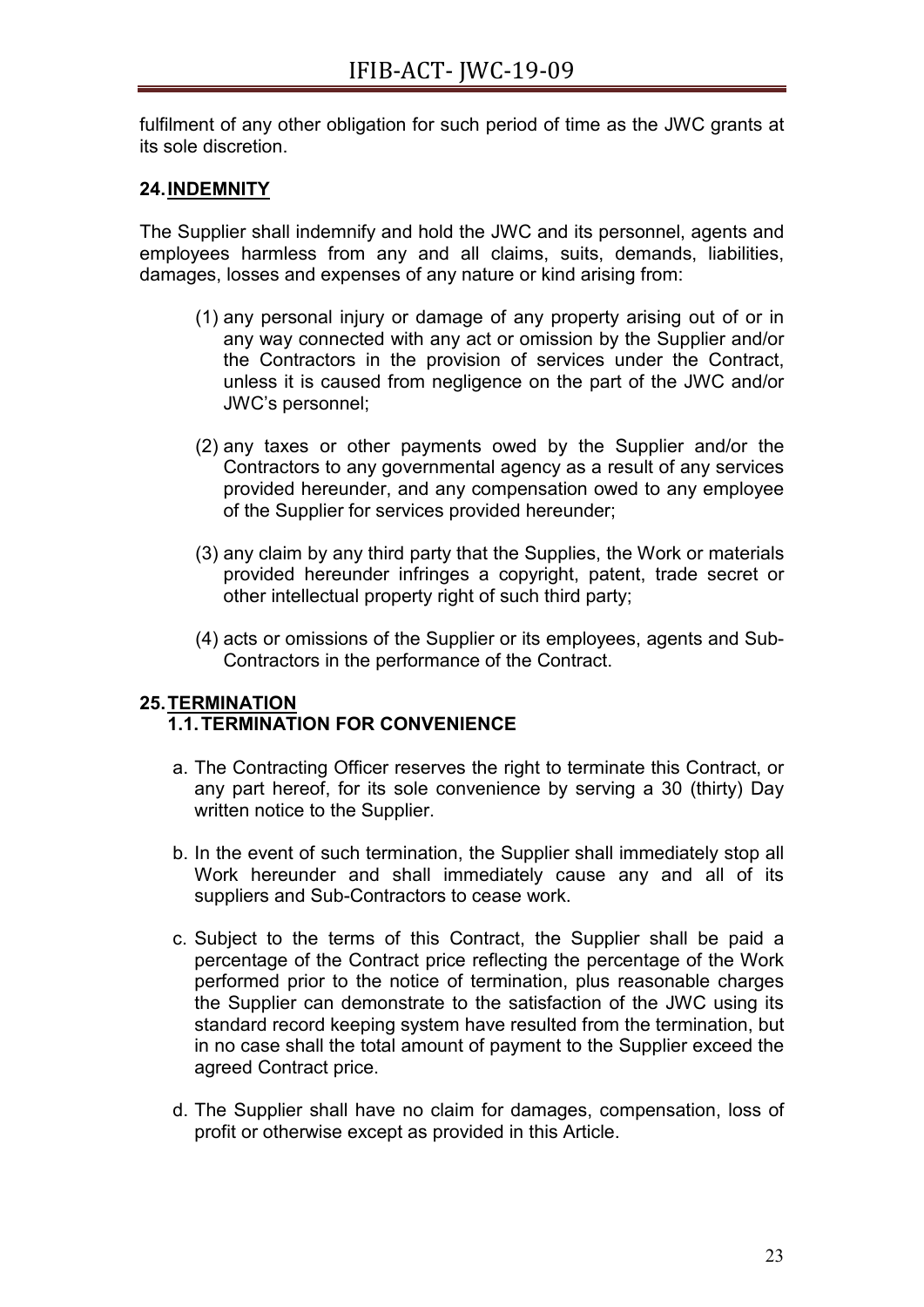fulfilment of any other obligation for such period of time as the JWC grants at its sole discretion.

## 24. INDEMNITY

The Supplier shall indemnify and hold the JWC and its personnel, agents and employees harmless from any and all claims, suits, demands, liabilities, damages, losses and expenses of any nature or kind arising from:

(1) any personal injury or damage of any property arising out of or in any way connected with any act or omission by the Supplier and/or the Contractors in the provision of services under the Contract, unless it is caused from negligence on the part of the JWC and/or JWC's personnel;

(2) any taxes or other payments owed by the Supplier and/or the Contractors to any governmental agency as a result of any services provided hereunder, and any compensation owed to any employee of the Supplier for services provided hereunder;

(3) any claim by any third party that the Supplies, the Work or materials provided hereunder infringes a copyright, patent, trade secret or other intellectual property right of such third party;

(4) acts or omissions of the Supplier or its employees, agents and Sub-Contractors in the performance of the Contract.

## 25. TERMINATION

### 1.1. TERMINATION FOR CONVENIENCE

a. The Contracting Officer reserves the right to terminate this Contract, or any part hereof, for its sole convenience by serving a 30 (thirty) Day written notice to the Supplier.

b. In the event of such termination, the Supplier shall immediately stop all Work hereunder and shall immediately cause any and all of its suppliers and Sub-Contractors to cease work.

c. Subject to the terms of this Contract, the Supplier shall be paid a percentage of the Contract price reflecting the percentage of the Work performed prior to the notice of termination, plus reasonable charges the Supplier can demonstrate to the satisfaction of the JWC using its standard record keeping system have resulted from the termination, but in no case shall the total amount of payment to the Supplier exceed the agreed Contract price.

d. The Supplier shall have no claim for damages, compensation, loss of profit or otherwise except as provided in this Article.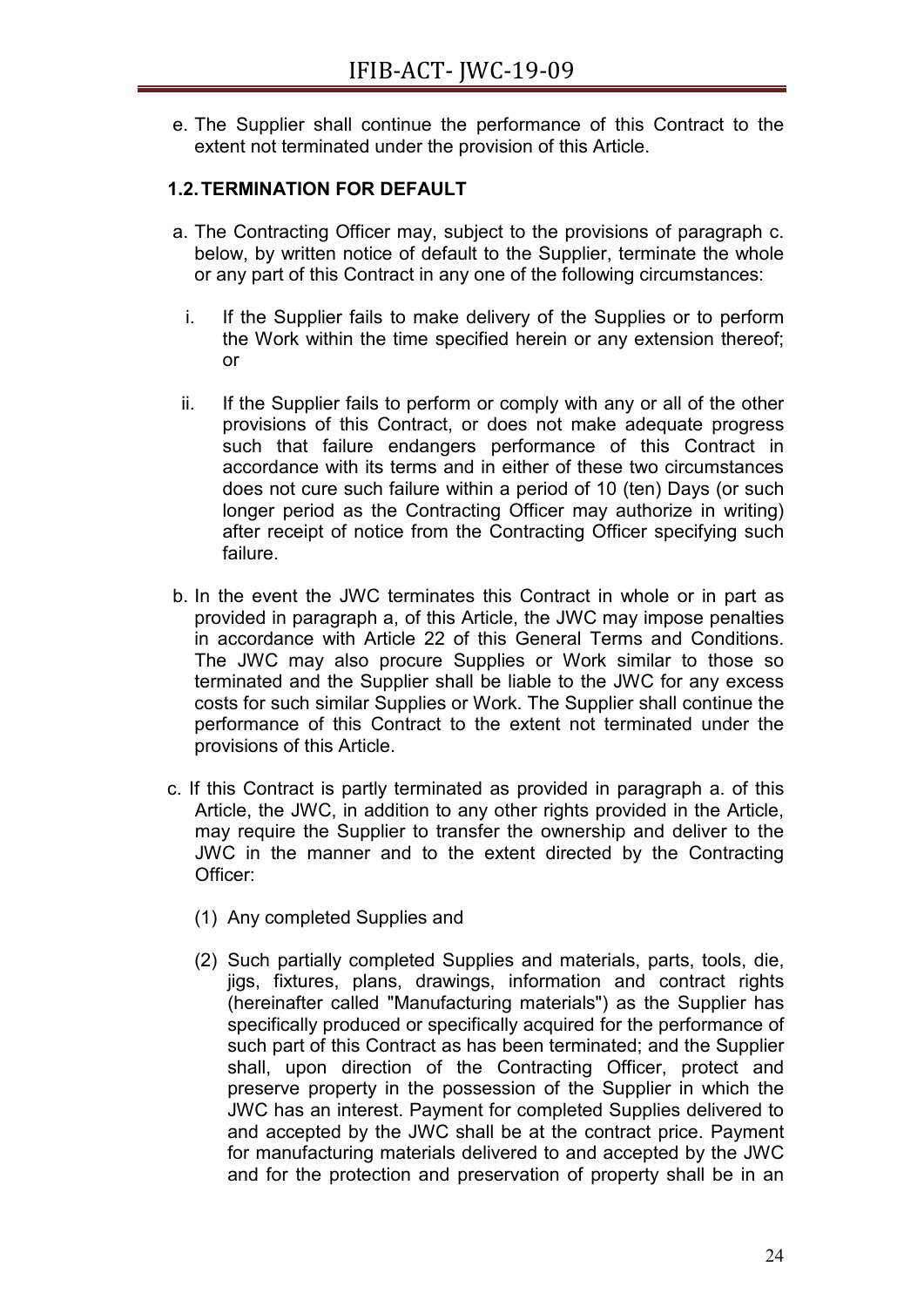e. The Supplier shall continue the performance of this Contract to the extent not terminated under the provision of this Article.

### 1.2. TERMINATION FOR DEFAULT

a. The Contracting Officer may, subject to the provisions of paragraph c. below, by written notice of default to the Supplier, terminate the whole or any part of this Contract in any one of the following circumstances:

   i. If the Supplier fails to make delivery of the Supplies or to perform the Work within the time specified herein or any extension thereof; or

   ii. If the Supplier fails to perform or comply with any or all of the other provisions of this Contract, or does not make adequate progress such that failure endangers performance of this Contract in accordance with its terms and in either of these two circumstances does not cure such failure within a period of 10 (ten) Days (or such longer period as the Contracting Officer may authorize in writing) after receipt of notice from the Contracting Officer specifying such failure.

b. In the event the JWC terminates this Contract in whole or in part as provided in paragraph a, of this Article, the JWC may impose penalties in accordance with Article 22 of this General Terms and Conditions. The JWC may also procure Supplies or Work similar to those so terminated and the Supplier shall be liable to the JWC for any excess costs for such similar Supplies or Work. The Supplier shall continue the performance of this Contract to the extent not terminated under the provisions of this Article.

c. If this Contract is partly terminated as provided in paragraph a. of this Article, the JWC, in addition to any other rights provided in the Article, may require the Supplier to transfer the ownership and deliver to the JWC in the manner and to the extent directed by the Contracting Officer:

   (1) Any completed Supplies and

   (2) Such partially completed Supplies and materials, parts, tools, die, jigs, fixtures, plans, drawings, information and contract rights (hereinafter called "Manufacturing materials") as the Supplier has specifically produced or specifically acquired for the performance of such part of this Contract as has been terminated; and the Supplier shall, upon direction of the Contracting Officer, protect and preserve property in the possession of the Supplier in which the JWC has an interest. Payment for completed Supplies delivered to and accepted by the JWC shall be at the contract price. Payment for manufacturing materials delivered to and accepted by the JWC and for the protection and preservation of property shall be in an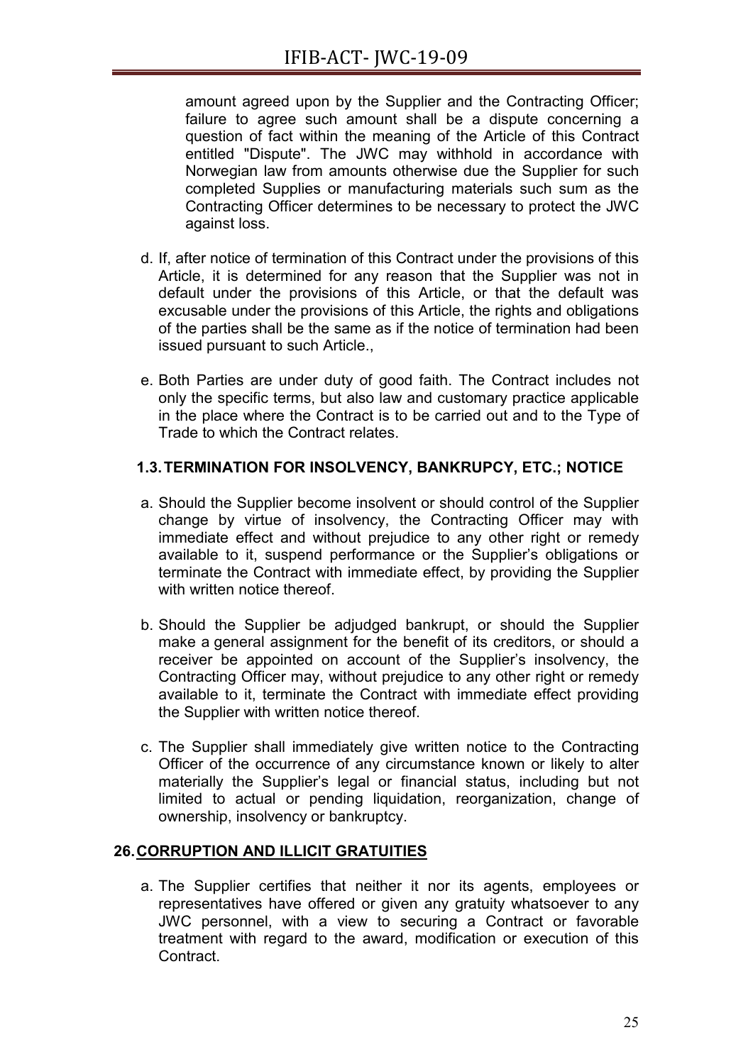amount agreed upon by the Supplier and the Contracting Officer; failure to agree such amount shall be a dispute concerning a question of fact within the meaning of the Article of this Contract entitled "Dispute". The JWC may withhold in accordance with Norwegian law from amounts otherwise due the Supplier for such completed Supplies or manufacturing materials such sum as the Contracting Officer determines to be necessary to protect the JWC against loss.

d. If, after notice of termination of this Contract under the provisions of this Article, it is determined for any reason that the Supplier was not in default under the provisions of this Article, or that the default was excusable under the provisions of this Article, the rights and obligations of the parties shall be the same as if the notice of termination had been issued pursuant to such Article.,

e. Both Parties are under duty of good faith. The Contract includes not only the specific terms, but also law and customary practice applicable in the place where the Contract is to be carried out and to the Type of Trade to which the Contract relates.

### 1.3. TERMINATION FOR INSOLVENCY, BANKRUPCY, ETC.; NOTICE

a. Should the Supplier become insolvent or should control of the Supplier change by virtue of insolvency, the Contracting Officer may with immediate effect and without prejudice to any other right or remedy available to it, suspend performance or the Supplier's obligations or terminate the Contract with immediate effect, by providing the Supplier with written notice thereof.

b. Should the Supplier be adjudged bankrupt, or should the Supplier make a general assignment for the benefit of its creditors, or should a receiver be appointed on account of the Supplier's insolvency, the Contracting Officer may, without prejudice to any other right or remedy available to it, terminate the Contract with immediate effect providing the Supplier with written notice thereof.

c. The Supplier shall immediately give written notice to the Contracting Officer of the occurrence of any circumstance known or likely to alter materially the Supplier's legal or financial status, including but not limited to actual or pending liquidation, reorganization, change of ownership, insolvency or bankruptcy.

## 26. CORRUPTION AND ILLICIT GRATUITIES

a. The Supplier certifies that neither it nor its agents, employees or representatives have offered or given any gratuity whatsoever to any JWC personnel, with a view to securing a Contract or favorable treatment with regard to the award, modification or execution of this Contract.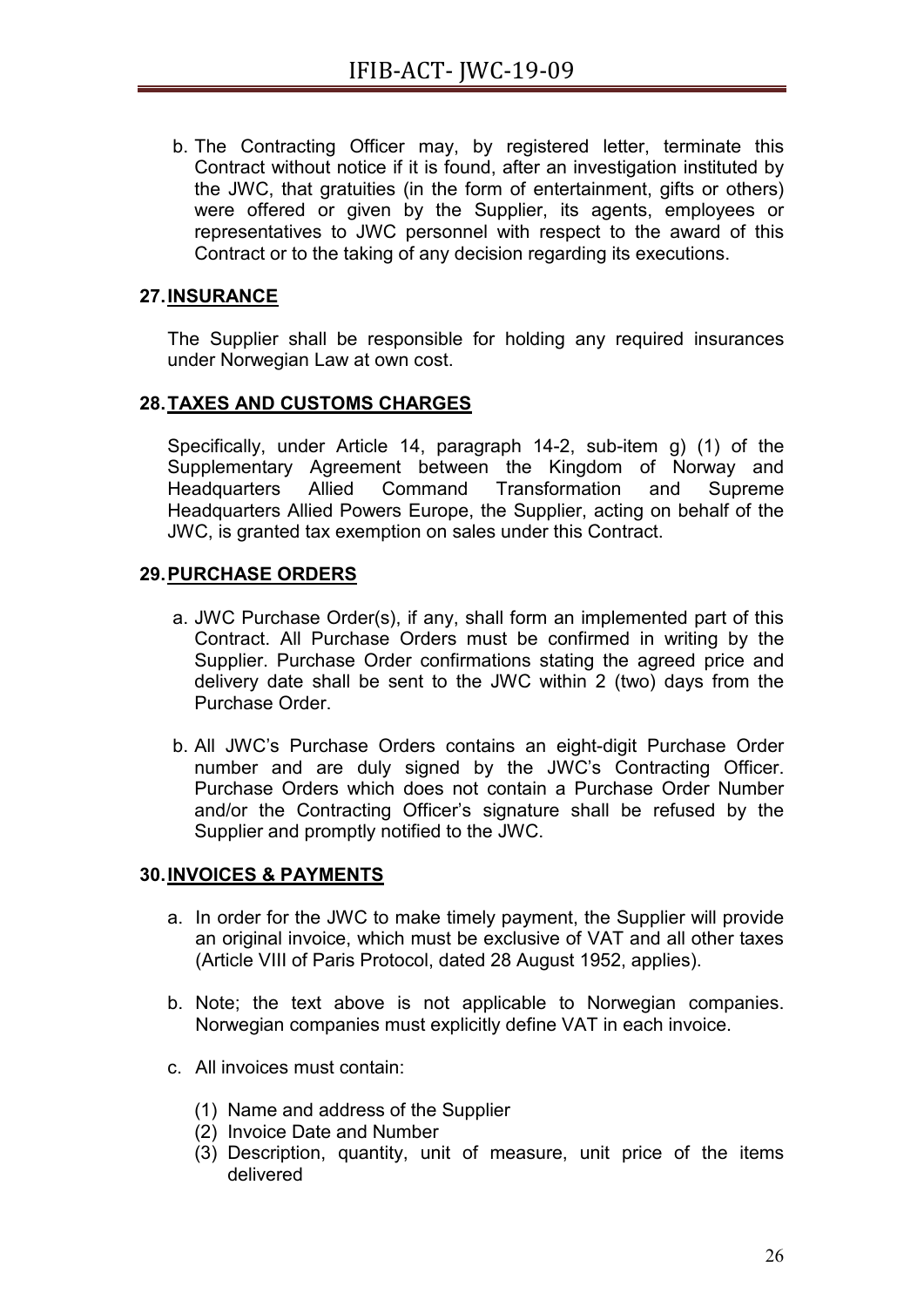b. The Contracting Officer may, by registered letter, terminate this Contract without notice if it is found, after an investigation instituted by the JWC, that gratuities (in the form of entertainment, gifts or others) were offered or given by the Supplier, its agents, employees or representatives to JWC personnel with respect to the award of this Contract or to the taking of any decision regarding its executions.

## 27. INSURANCE

The Supplier shall be responsible for holding any required insurances under Norwegian Law at own cost.

## 28. TAXES AND CUSTOMS CHARGES

Specifically, under Article 14, paragraph 14-2, sub-item g) (1) of the Supplementary Agreement between the Kingdom of Norway and Headquarters Allied Command Transformation and Supreme Headquarters Allied Powers Europe, the Supplier, acting on behalf of the JWC, is granted tax exemption on sales under this Contract.

## 29. PURCHASE ORDERS

a. JWC Purchase Order(s), if any, shall form an implemented part of this Contract. All Purchase Orders must be confirmed in writing by the Supplier. Purchase Order confirmations stating the agreed price and delivery date shall be sent to the JWC within 2 (two) days from the Purchase Order.

b. All JWC's Purchase Orders contains an eight-digit Purchase Order number and are duly signed by the JWC's Contracting Officer. Purchase Orders which does not contain a Purchase Order Number and/or the Contracting Officer's signature shall be refused by the Supplier and promptly notified to the JWC.

## 30. INVOICES & PAYMENTS

a. In order for the JWC to make timely payment, the Supplier will provide an original invoice, which must be exclusive of VAT and all other taxes (Article VIII of Paris Protocol, dated 28 August 1952, applies).

b. Note; the text above is not applicable to Norwegian companies. Norwegian companies must explicitly define VAT in each invoice.

c. All invoices must contain:

   (1) Name and address of the Supplier
   (2) Invoice Date and Number
   (3) Description, quantity, unit of measure, unit price of the items delivered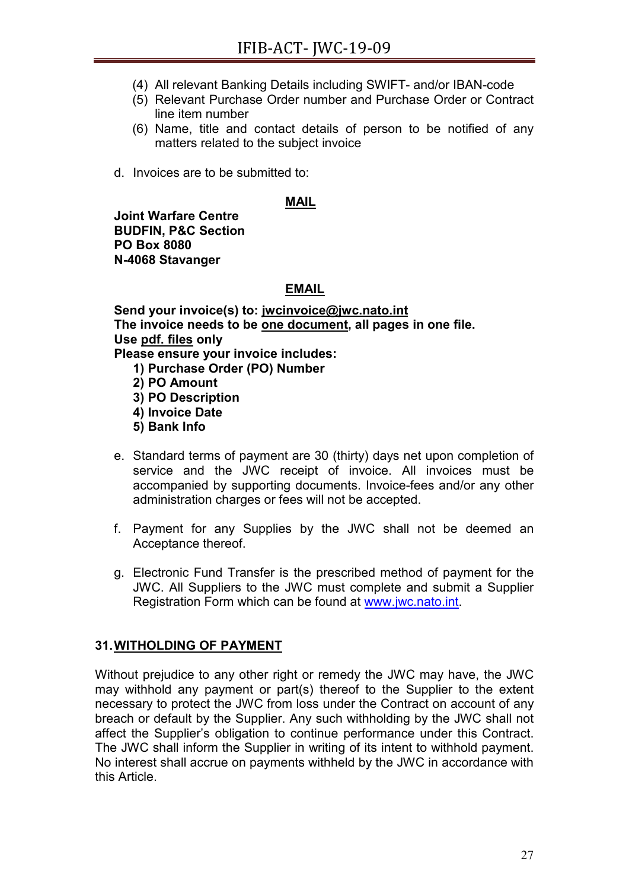(4) All relevant Banking Details including SWIFT- and/or IBAN-code
(5) Relevant Purchase Order number and Purchase Order or Contract line item number
(6) Name, title and contact details of person to be notified of any matters related to the subject invoice

d. Invoices are to be submitted to:

**MAIL**

**Joint Warfare Centre**
**BUDFIN, P&C Section**
**PO Box 8080**
**N-4068 Stavanger**

**EMAIL**

**Send your invoice(s) to: jwcinvoice@jwc.nato.int**
**The invoice needs to be one document, all pages in one file.**
**Use pdf. files only**
**Please ensure your invoice includes:**

**1) Purchase Order (PO) Number**
**2) PO Amount**
**3) PO Description**
**4) Invoice Date**
**5) Bank Info**

e. Standard terms of payment are 30 (thirty) days net upon completion of service and the JWC receipt of invoice. All invoices must be accompanied by supporting documents. Invoice-fees and/or any other administration charges or fees will not be accepted.

f. Payment for any Supplies by the JWC shall not be deemed an Acceptance thereof.

g. Electronic Fund Transfer is the prescribed method of payment for the JWC. All Suppliers to the JWC must complete and submit a Supplier Registration Form which can be found at www.jwc.nato.int.

## 31. WITHOLDING OF PAYMENT

Without prejudice to any other right or remedy the JWC may have, the JWC may withhold any payment or part(s) thereof to the Supplier to the extent necessary to protect the JWC from loss under the Contract on account of any breach or default by the Supplier. Any such withholding by the JWC shall not affect the Supplier's obligation to continue performance under this Contract. The JWC shall inform the Supplier in writing of its intent to withhold payment. No interest shall accrue on payments withheld by the JWC in accordance with this Article.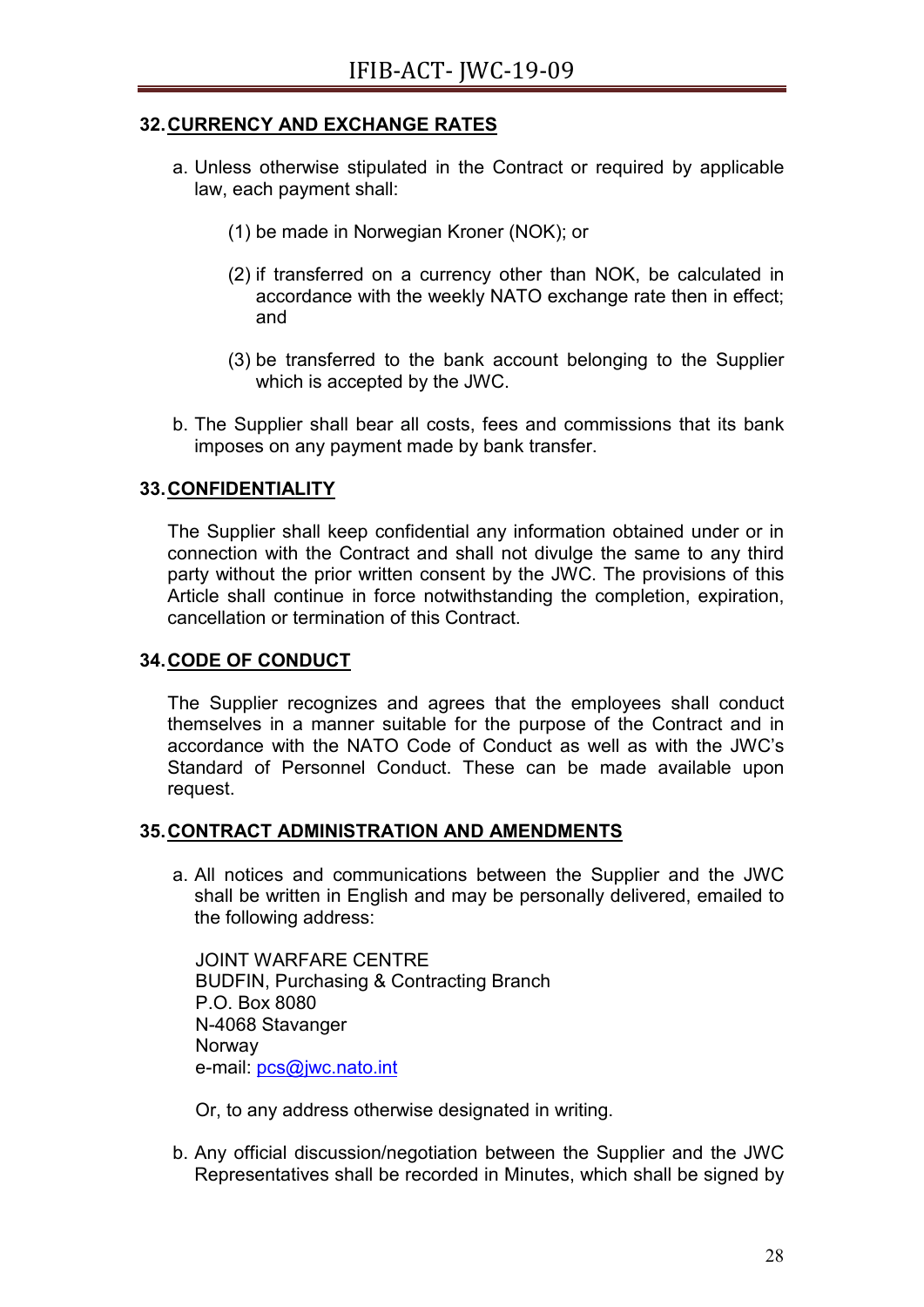## 32. CURRENCY AND EXCHANGE RATES

a. Unless otherwise stipulated in the Contract or required by applicable law, each payment shall:

   (1) be made in Norwegian Kroner (NOK); or

   (2) if transferred on a currency other than NOK, be calculated in accordance with the weekly NATO exchange rate then in effect; and

   (3) be transferred to the bank account belonging to the Supplier which is accepted by the JWC.

b. The Supplier shall bear all costs, fees and commissions that its bank imposes on any payment made by bank transfer.

## 33. CONFIDENTIALITY

The Supplier shall keep confidential any information obtained under or in connection with the Contract and shall not divulge the same to any third party without the prior written consent by the JWC. The provisions of this Article shall continue in force notwithstanding the completion, expiration, cancellation or termination of this Contract.

## 34. CODE OF CONDUCT

The Supplier recognizes and agrees that the employees shall conduct themselves in a manner suitable for the purpose of the Contract and in accordance with the NATO Code of Conduct as well as with the JWC's Standard of Personnel Conduct. These can be made available upon request.

## 35. CONTRACT ADMINISTRATION AND AMENDMENTS

a. All notices and communications between the Supplier and the JWC shall be written in English and may be personally delivered, emailed to the following address:

   JOINT WARFARE CENTRE
   BUDFIN, Purchasing & Contracting Branch
   P.O. Box 8080
   N-4068 Stavanger
   Norway
   e-mail: pcs@jwc.nato.int

   Or, to any address otherwise designated in writing.

b. Any official discussion/negotiation between the Supplier and the JWC Representatives shall be recorded in Minutes, which shall be signed by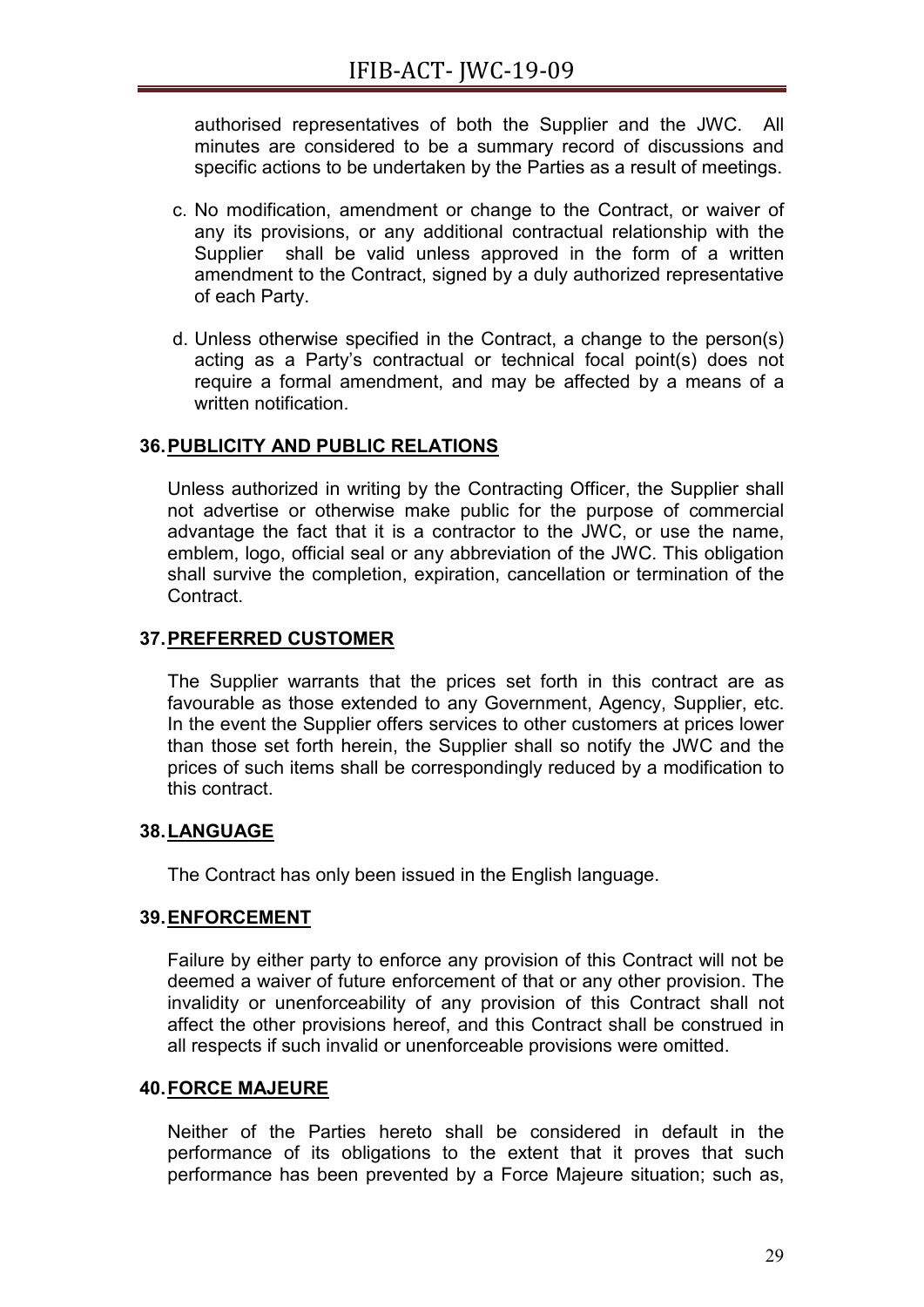authorised representatives of both the Supplier and the JWC. All minutes are considered to be a summary record of discussions and specific actions to be undertaken by the Parties as a result of meetings.

c. No modification, amendment or change to the Contract, or waiver of any its provisions, or any additional contractual relationship with the Supplier shall be valid unless approved in the form of a written amendment to the Contract, signed by a duly authorized representative of each Party.

d. Unless otherwise specified in the Contract, a change to the person(s) acting as a Party's contractual or technical focal point(s) does not require a formal amendment, and may be affected by a means of a written notification.

## 36. PUBLICITY AND PUBLIC RELATIONS

Unless authorized in writing by the Contracting Officer, the Supplier shall not advertise or otherwise make public for the purpose of commercial advantage the fact that it is a contractor to the JWC, or use the name, emblem, logo, official seal or any abbreviation of the JWC. This obligation shall survive the completion, expiration, cancellation or termination of the Contract.

## 37. PREFERRED CUSTOMER

The Supplier warrants that the prices set forth in this contract are as favourable as those extended to any Government, Agency, Supplier, etc. In the event the Supplier offers services to other customers at prices lower than those set forth herein, the Supplier shall so notify the JWC and the prices of such items shall be correspondingly reduced by a modification to this contract.

## 38. LANGUAGE

The Contract has only been issued in the English language.

## 39. ENFORCEMENT

Failure by either party to enforce any provision of this Contract will not be deemed a waiver of future enforcement of that or any other provision. The invalidity or unenforceability of any provision of this Contract shall not affect the other provisions hereof, and this Contract shall be construed in all respects if such invalid or unenforceable provisions were omitted.

## 40. FORCE MAJEURE

Neither of the Parties hereto shall be considered in default in the performance of its obligations to the extent that it proves that such performance has been prevented by a Force Majeure situation; such as,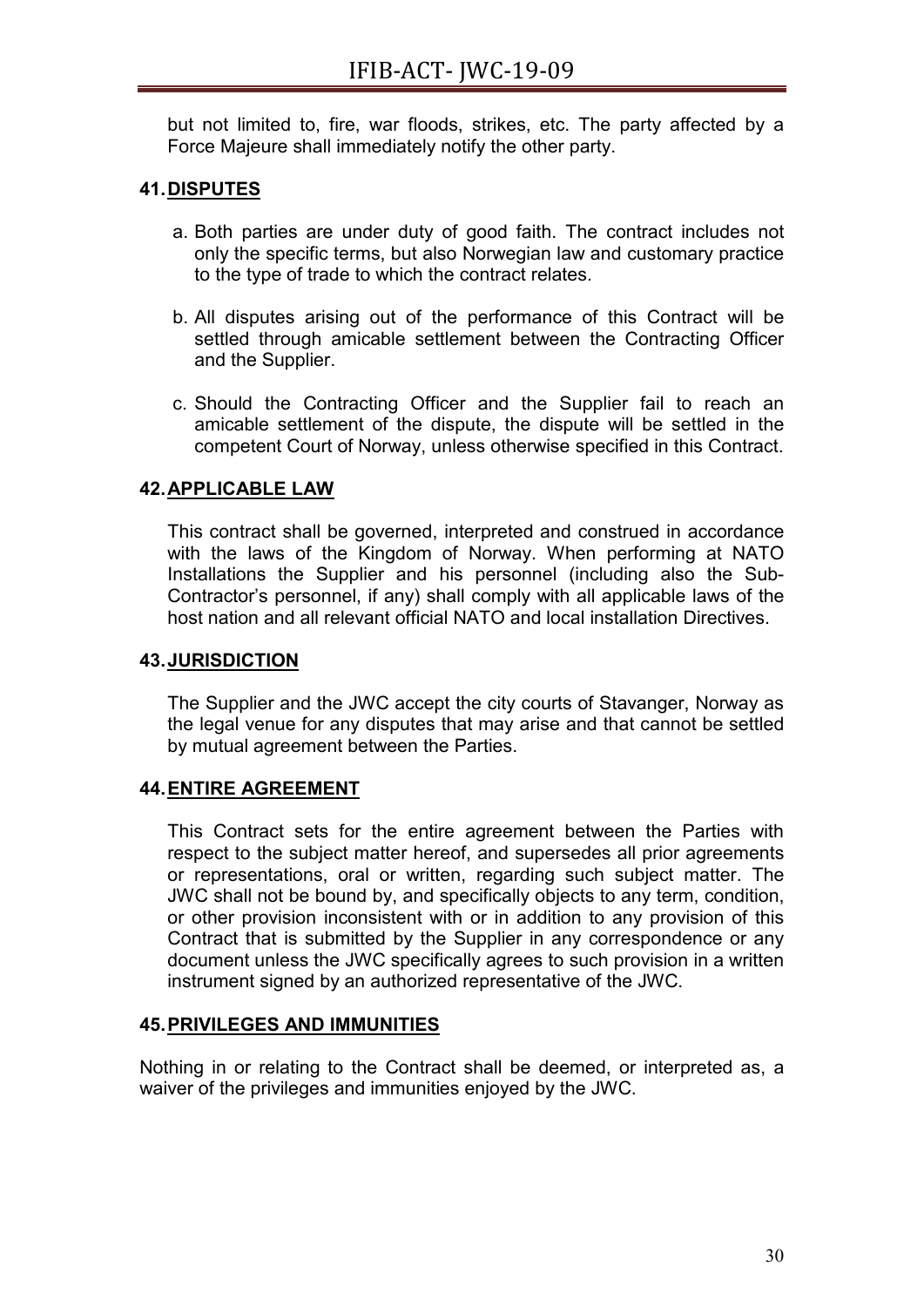but not limited to, fire, war floods, strikes, etc. The party affected by a Force Majeure shall immediately notify the other party.

## 41. DISPUTES

a. Both parties are under duty of good faith. The contract includes not only the specific terms, but also Norwegian law and customary practice to the type of trade to which the contract relates.

b. All disputes arising out of the performance of this Contract will be settled through amicable settlement between the Contracting Officer and the Supplier.

c. Should the Contracting Officer and the Supplier fail to reach an amicable settlement of the dispute, the dispute will be settled in the competent Court of Norway, unless otherwise specified in this Contract.

## 42. APPLICABLE LAW

This contract shall be governed, interpreted and construed in accordance with the laws of the Kingdom of Norway. When performing at NATO Installations the Supplier and his personnel (including also the Sub-Contractor's personnel, if any) shall comply with all applicable laws of the host nation and all relevant official NATO and local installation Directives.

## 43. JURISDICTION

The Supplier and the JWC accept the city courts of Stavanger, Norway as the legal venue for any disputes that may arise and that cannot be settled by mutual agreement between the Parties.

## 44. ENTIRE AGREEMENT

This Contract sets for the entire agreement between the Parties with respect to the subject matter hereof, and supersedes all prior agreements or representations, oral or written, regarding such subject matter. The JWC shall not be bound by, and specifically objects to any term, condition, or other provision inconsistent with or in addition to any provision of this Contract that is submitted by the Supplier in any correspondence or any document unless the JWC specifically agrees to such provision in a written instrument signed by an authorized representative of the JWC.

## 45. PRIVILEGES AND IMMUNITIES

Nothing in or relating to the Contract shall be deemed, or interpreted as, a waiver of the privileges and immunities enjoyed by the JWC.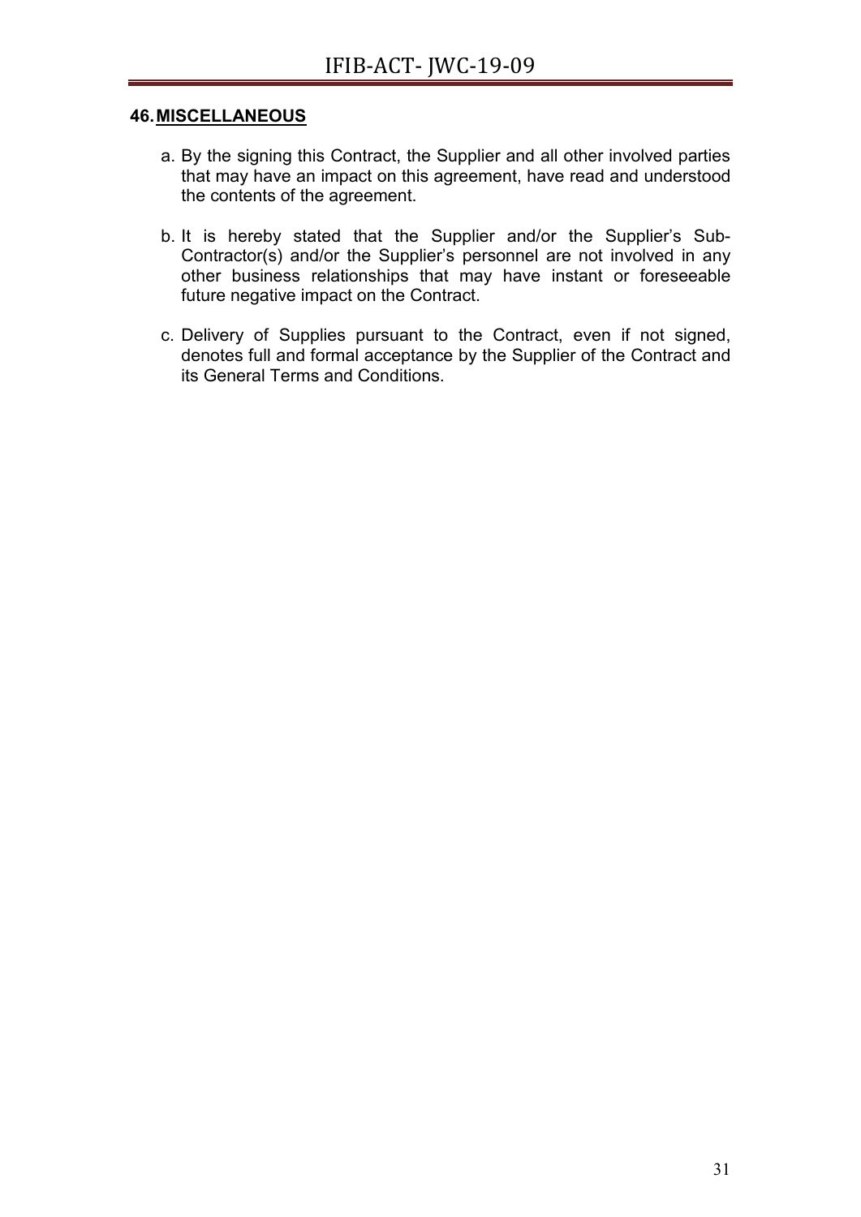## 46. MISCELLANEOUS

a. By the signing this Contract, the Supplier and all other involved parties that may have an impact on this agreement, have read and understood the contents of the agreement.

b. It is hereby stated that the Supplier and/or the Supplier's Sub-Contractor(s) and/or the Supplier's personnel are not involved in any other business relationships that may have instant or foreseeable future negative impact on the Contract.

c. Delivery of Supplies pursuant to the Contract, even if not signed, denotes full and formal acceptance by the Supplier of the Contract and its General Terms and Conditions.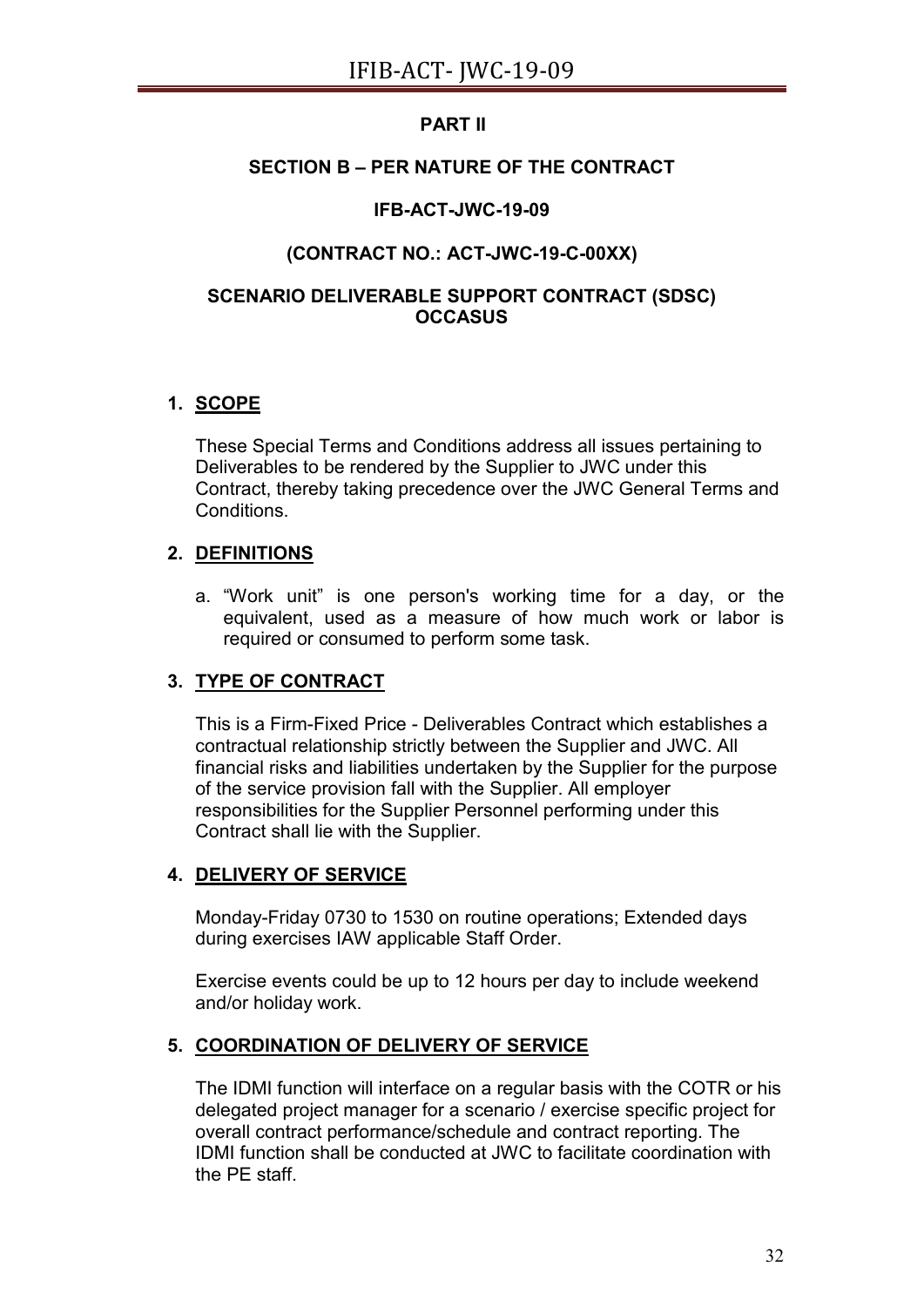**PART II**

**SECTION B – PER NATURE OF THE CONTRACT**

**IFB-ACT-JWC-19-09**

**(CONTRACT NO.: ACT-JWC-19-C-00XX)**

**SCENARIO DELIVERABLE SUPPORT CONTRACT (SDSC) OCCASUS**

## 1. SCOPE

These Special Terms and Conditions address all issues pertaining to Deliverables to be rendered by the Supplier to JWC under this Contract, thereby taking precedence over the JWC General Terms and Conditions.

## 2. DEFINITIONS

a. "Work unit" is one person's working time for a day, or the equivalent, used as a measure of how much work or labor is required or consumed to perform some task.

## 3. TYPE OF CONTRACT

This is a Firm-Fixed Price - Deliverables Contract which establishes a contractual relationship strictly between the Supplier and JWC. All financial risks and liabilities undertaken by the Supplier for the purpose of the service provision fall with the Supplier. All employer responsibilities for the Supplier Personnel performing under this Contract shall lie with the Supplier.

## 4. DELIVERY OF SERVICE

Monday-Friday 0730 to 1530 on routine operations; Extended days during exercises IAW applicable Staff Order.

Exercise events could be up to 12 hours per day to include weekend and/or holiday work.

## 5. COORDINATION OF DELIVERY OF SERVICE

The IDMI function will interface on a regular basis with the COTR or his delegated project manager for a scenario / exercise specific project for overall contract performance/schedule and contract reporting. The IDMI function shall be conducted at JWC to facilitate coordination with the PE staff.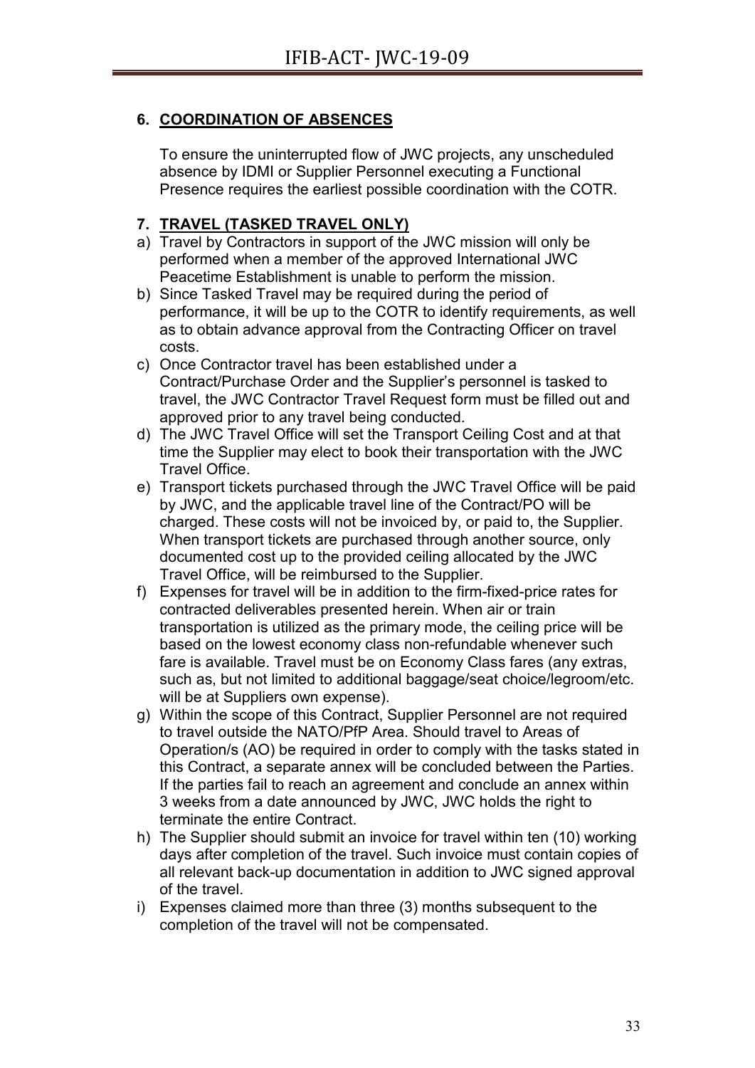## 6. COORDINATION OF ABSENCES

To ensure the uninterrupted flow of JWC projects, any unscheduled absence by IDMI or Supplier Personnel executing a Functional Presence requires the earliest possible coordination with the COTR.

## 7. TRAVEL (TASKED TRAVEL ONLY)

a) Travel by Contractors in support of the JWC mission will only be performed when a member of the approved International JWC Peacetime Establishment is unable to perform the mission.

b) Since Tasked Travel may be required during the period of performance, it will be up to the COTR to identify requirements, as well as to obtain advance approval from the Contracting Officer on travel costs.

c) Once Contractor travel has been established under a Contract/Purchase Order and the Supplier's personnel is tasked to travel, the JWC Contractor Travel Request form must be filled out and approved prior to any travel being conducted.

d) The JWC Travel Office will set the Transport Ceiling Cost and at that time the Supplier may elect to book their transportation with the JWC Travel Office.

e) Transport tickets purchased through the JWC Travel Office will be paid by JWC, and the applicable travel line of the Contract/PO will be charged. These costs will not be invoiced by, or paid to, the Supplier. When transport tickets are purchased through another source, only documented cost up to the provided ceiling allocated by the JWC Travel Office, will be reimbursed to the Supplier.

f) Expenses for travel will be in addition to the firm-fixed-price rates for contracted deliverables presented herein. When air or train transportation is utilized as the primary mode, the ceiling price will be based on the lowest economy class non-refundable whenever such fare is available. Travel must be on Economy Class fares (any extras, such as, but not limited to additional baggage/seat choice/legroom/etc. will be at Suppliers own expense).

g) Within the scope of this Contract, Supplier Personnel are not required to travel outside the NATO/PfP Area. Should travel to Areas of Operation/s (AO) be required in order to comply with the tasks stated in this Contract, a separate annex will be concluded between the Parties. If the parties fail to reach an agreement and conclude an annex within 3 weeks from a date announced by JWC, JWC holds the right to terminate the entire Contract.

h) The Supplier should submit an invoice for travel within ten (10) working days after completion of the travel. Such invoice must contain copies of all relevant back-up documentation in addition to JWC signed approval of the travel.

i) Expenses claimed more than three (3) months subsequent to the completion of the travel will not be compensated.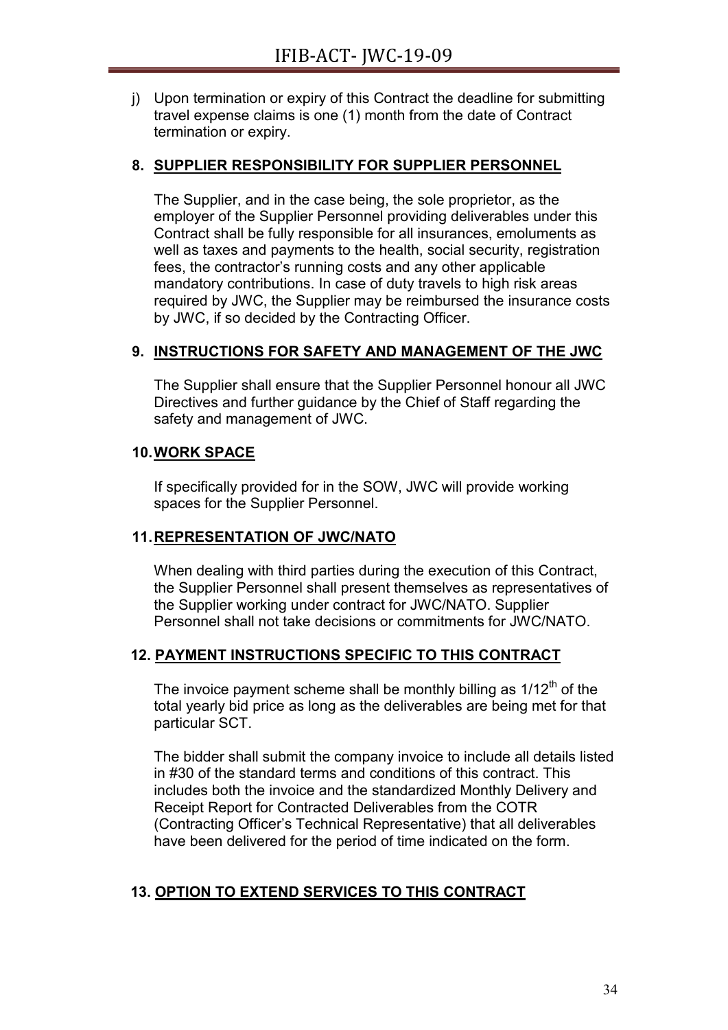j) Upon termination or expiry of this Contract the deadline for submitting travel expense claims is one (1) month from the date of Contract termination or expiry.

## 8. SUPPLIER RESPONSIBILITY FOR SUPPLIER PERSONNEL

The Supplier, and in the case being, the sole proprietor, as the employer of the Supplier Personnel providing deliverables under this Contract shall be fully responsible for all insurances, emoluments as well as taxes and payments to the health, social security, registration fees, the contractor's running costs and any other applicable mandatory contributions. In case of duty travels to high risk areas required by JWC, the Supplier may be reimbursed the insurance costs by JWC, if so decided by the Contracting Officer.

## 9. INSTRUCTIONS FOR SAFETY AND MANAGEMENT OF THE JWC

The Supplier shall ensure that the Supplier Personnel honour all JWC Directives and further guidance by the Chief of Staff regarding the safety and management of JWC.

## 10. WORK SPACE

If specifically provided for in the SOW, JWC will provide working spaces for the Supplier Personnel.

## 11. REPRESENTATION OF JWC/NATO

When dealing with third parties during the execution of this Contract, the Supplier Personnel shall present themselves as representatives of the Supplier working under contract for JWC/NATO. Supplier Personnel shall not take decisions or commitments for JWC/NATO.

## 12. PAYMENT INSTRUCTIONS SPECIFIC TO THIS CONTRACT

The invoice payment scheme shall be monthly billing as 1/12$^{th}$ of the total yearly bid price as long as the deliverables are being met for that particular SCT.

The bidder shall submit the company invoice to include all details listed in #30 of the standard terms and conditions of this contract. This includes both the invoice and the standardized Monthly Delivery and Receipt Report for Contracted Deliverables from the COTR (Contracting Officer's Technical Representative) that all deliverables have been delivered for the period of time indicated on the form.

## 13. OPTION TO EXTEND SERVICES TO THIS CONTRACT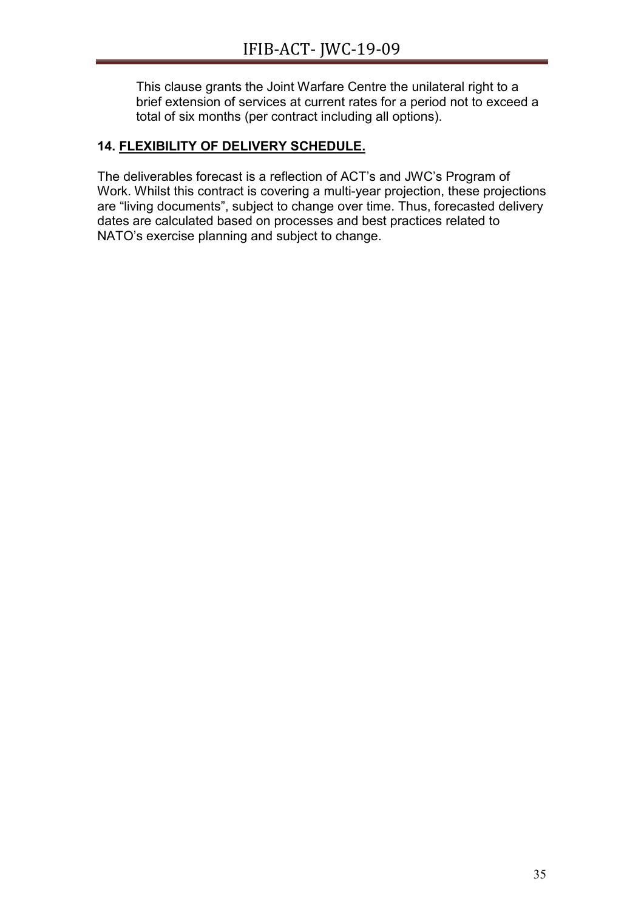This clause grants the Joint Warfare Centre the unilateral right to a brief extension of services at current rates for a period not to exceed a total of six months (per contract including all options).

## 14. FLEXIBILITY OF DELIVERY SCHEDULE.

The deliverables forecast is a reflection of ACT's and JWC's Program of Work. Whilst this contract is covering a multi-year projection, these projections are "living documents", subject to change over time. Thus, forecasted delivery dates are calculated based on processes and best practices related to NATO's exercise planning and subject to change.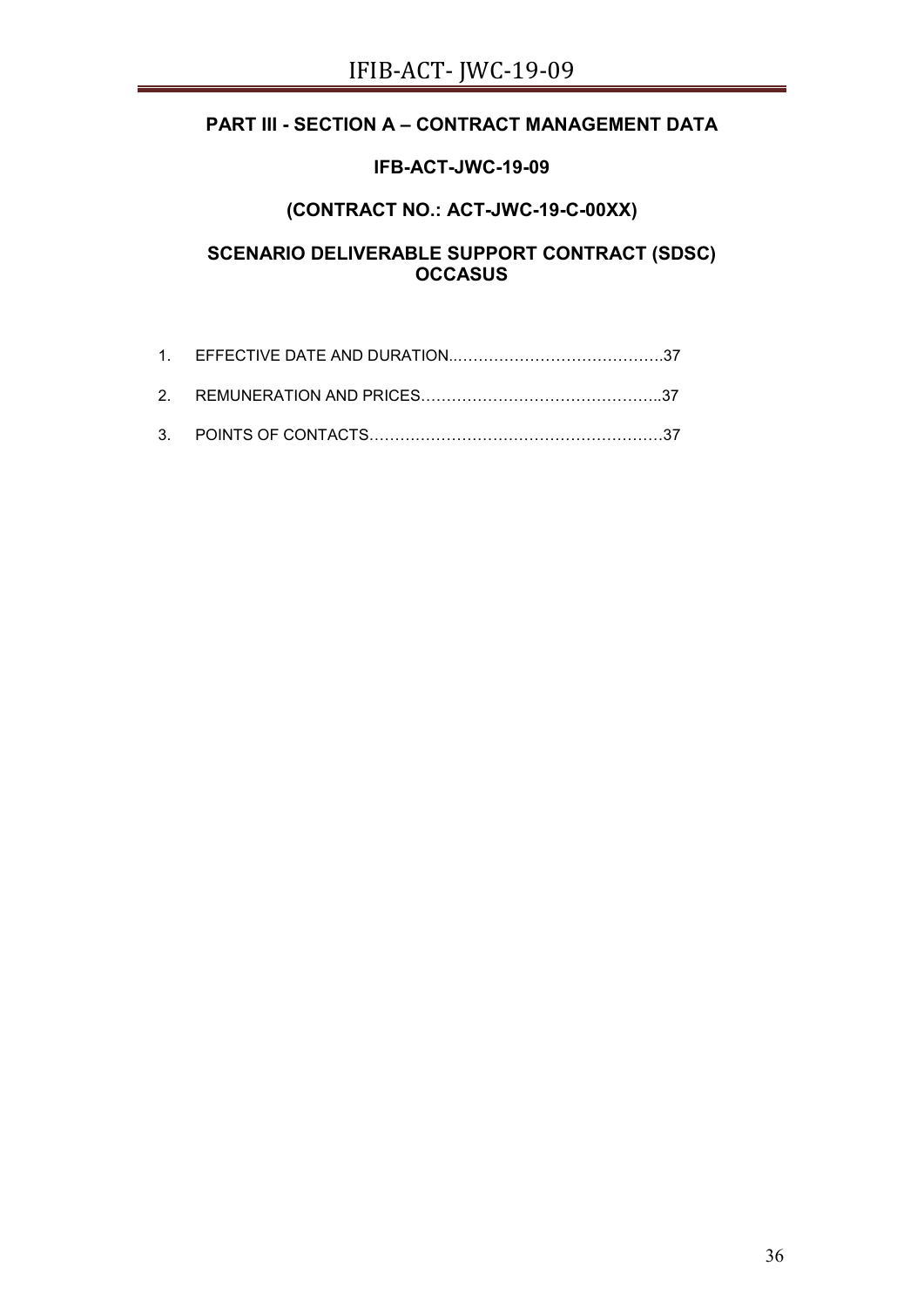# PART III - SECTION A – CONTRACT MANAGEMENT DATA

## IFB-ACT-JWC-19-09

## (CONTRACT NO.: ACT-JWC-19-C-00XX)

## SCENARIO DELIVERABLE SUPPORT CONTRACT (SDSC) OCCASUS

1. EFFECTIVE DATE AND DURATION..…………………………………..37
2. REMUNERATION AND PRICES………………………………………..37
3. POINTS OF CONTACTS…………………………………………………37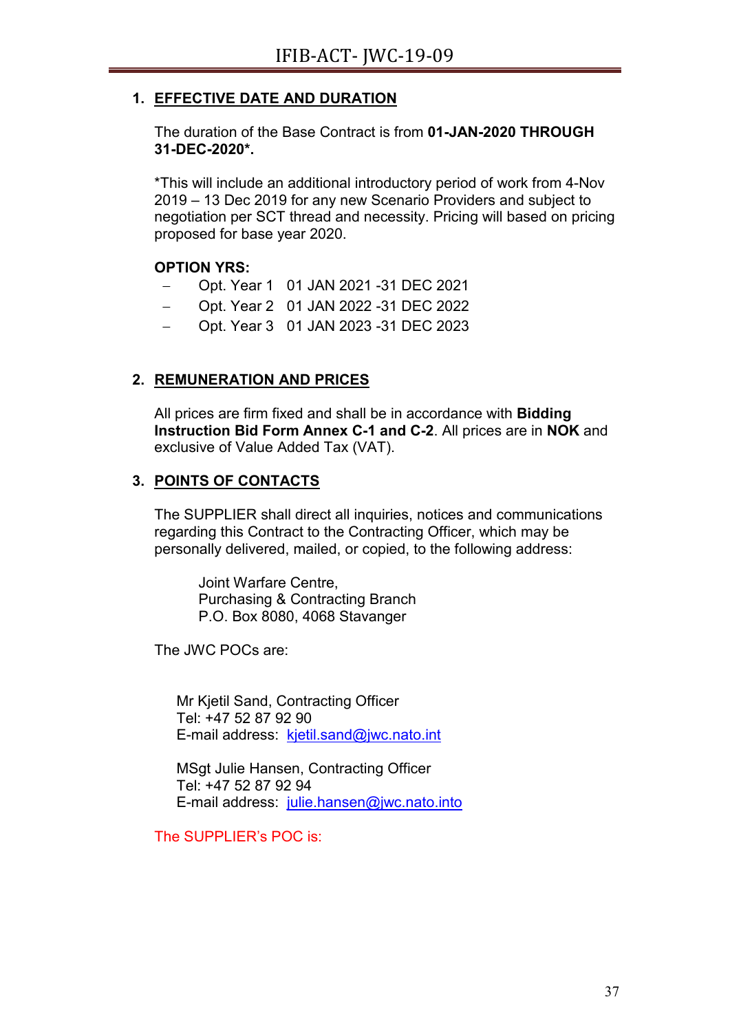1. **EFFECTIVE DATE AND DURATION**

   The duration of the Base Contract is from **01-JAN-2020 THROUGH 31-DEC-2020\*.**

   \*This will include an additional introductory period of work from 4-Nov 2019 – 13 Dec 2019 for any new Scenario Providers and subject to negotiation per SCT thread and necessity. Pricing will based on pricing proposed for base year 2020.

   **OPTION YRS:**

   - Opt. Year 1   01 JAN 2021 -31 DEC 2021
   - Opt. Year 2   01 JAN 2022 -31 DEC 2022
   - Opt. Year 3   01 JAN 2023 -31 DEC 2023

2. **REMUNERATION AND PRICES**

   All prices are firm fixed and shall be in accordance with **Bidding Instruction Bid Form Annex C-1 and C-2**. All prices are in **NOK** and exclusive of Value Added Tax (VAT).

3. **POINTS OF CONTACTS**

   The SUPPLIER shall direct all inquiries, notices and communications regarding this Contract to the Contracting Officer, which may be personally delivered, mailed, or copied, to the following address:

   Joint Warfare Centre,
   Purchasing & Contracting Branch
   P.O. Box 8080, 4068 Stavanger

   The JWC POCs are:

   Mr Kjetil Sand, Contracting Officer
   Tel: +47 52 87 92 90
   E-mail address: kjetil.sand@jwc.nato.int

   MSgt Julie Hansen, Contracting Officer
   Tel: +47 52 87 92 94
   E-mail address: julie.hansen@jwc.nato.into

   The SUPPLIER's POC is: